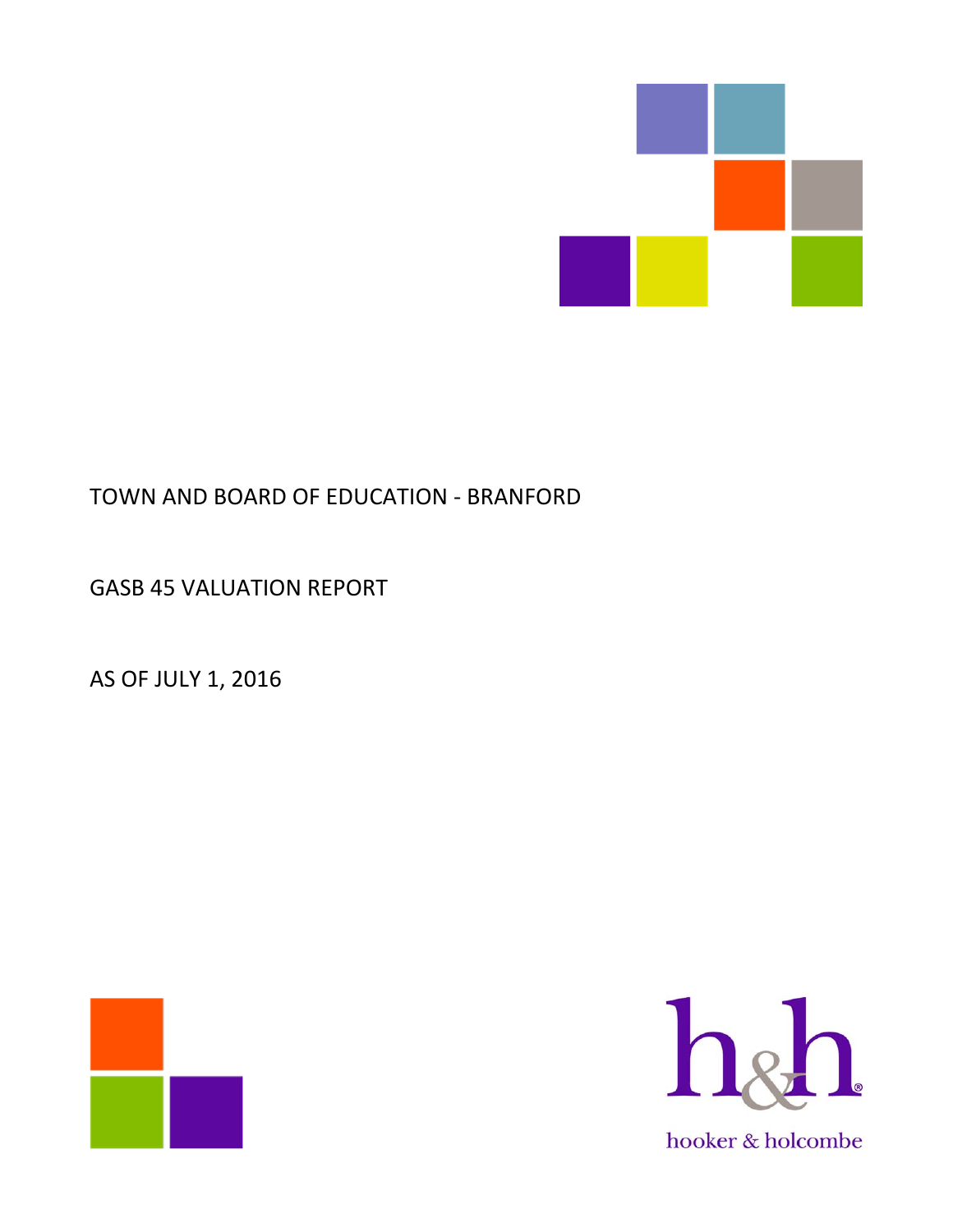TOWN AND BOARD OF EDUCATION - BRANFORD

GASB 45 VALUATION REPORT

AS OF JULY 1, 2016

hooker & holcombe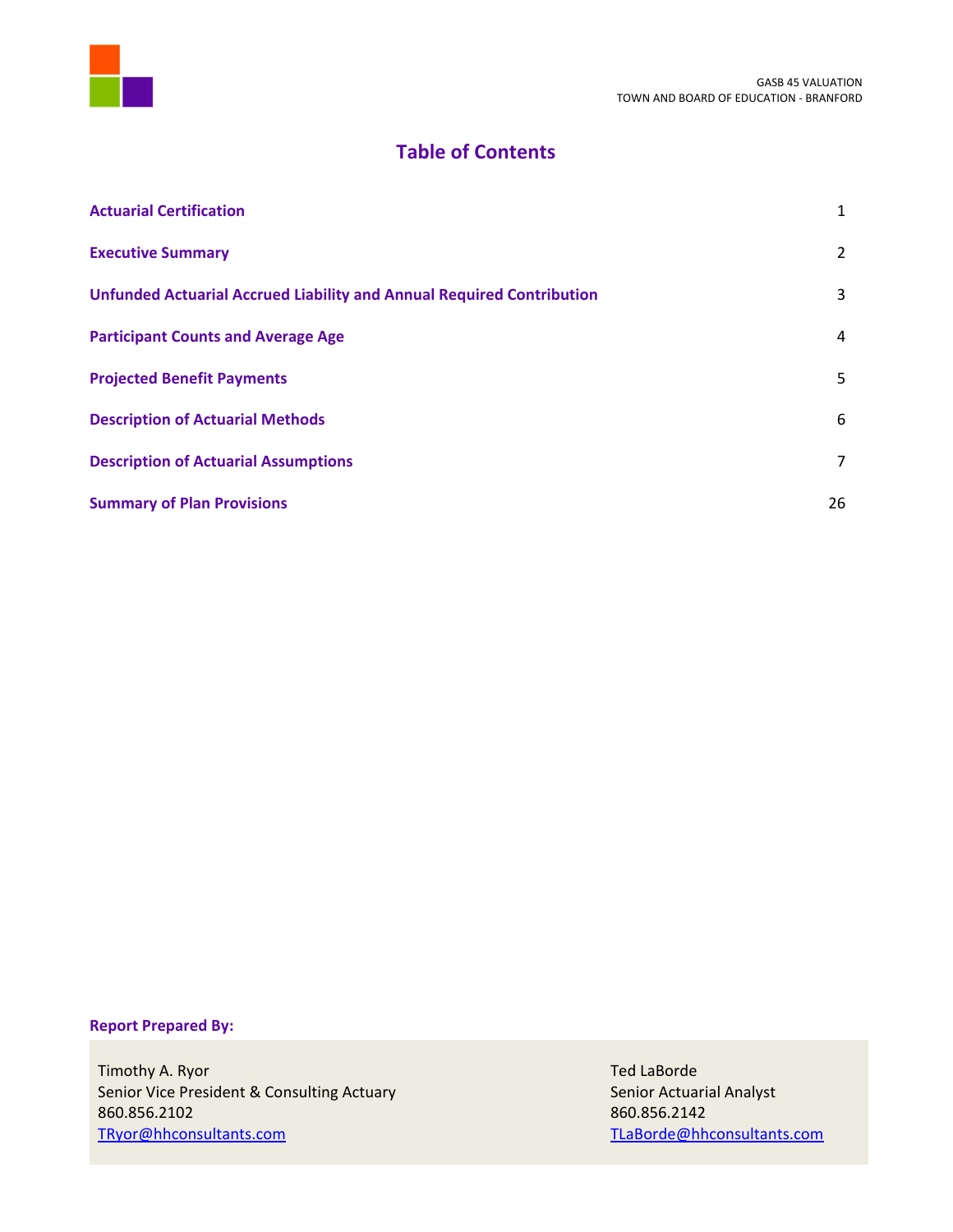# Table of Contents

| | |
|---|---|
| **Actuarial Certification** | 1 |
| **Executive Summary** | 2 |
| **Unfunded Actuarial Accrued Liability and Annual Required Contribution** | 3 |
| **Participant Counts and Average Age** | 4 |
| **Projected Benefit Payments** | 5 |
| **Description of Actuarial Methods** | 6 |
| **Description of Actuarial Assumptions** | 7 |
| **Summary of Plan Provisions** | 26 |

**Report Prepared By:**

Timothy A. Ryor
Senior Vice President & Consulting Actuary
860.856.2102
TRyor@hhconsultants.com

Ted LaBorde
Senior Actuarial Analyst
860.856.2142
TLaBorde@hhconsultants.com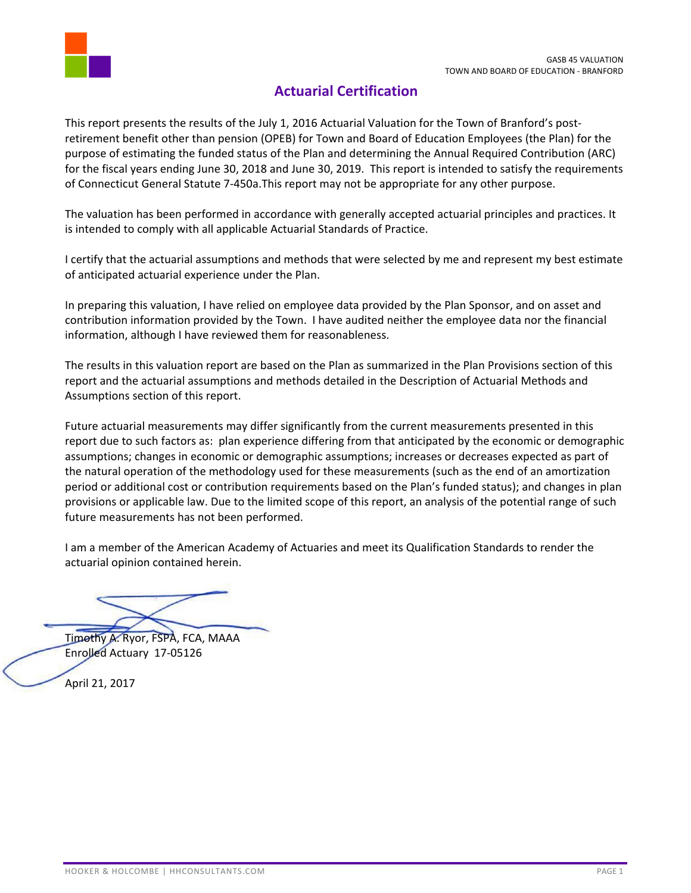# Actuarial Certification

This report presents the results of the July 1, 2016 Actuarial Valuation for the Town of Branford's post-retirement benefit other than pension (OPEB) for Town and Board of Education Employees (the Plan) for the purpose of estimating the funded status of the Plan and determining the Annual Required Contribution (ARC) for the fiscal years ending June 30, 2018 and June 30, 2019. This report is intended to satisfy the requirements of Connecticut General Statute 7-450a.This report may not be appropriate for any other purpose.

The valuation has been performed in accordance with generally accepted actuarial principles and practices. It is intended to comply with all applicable Actuarial Standards of Practice.

I certify that the actuarial assumptions and methods that were selected by me and represent my best estimate of anticipated actuarial experience under the Plan.

In preparing this valuation, I have relied on employee data provided by the Plan Sponsor, and on asset and contribution information provided by the Town. I have audited neither the employee data nor the financial information, although I have reviewed them for reasonableness.

The results in this valuation report are based on the Plan as summarized in the Plan Provisions section of this report and the actuarial assumptions and methods detailed in the Description of Actuarial Methods and Assumptions section of this report.

Future actuarial measurements may differ significantly from the current measurements presented in this report due to such factors as: plan experience differing from that anticipated by the economic or demographic assumptions; changes in economic or demographic assumptions; increases or decreases expected as part of the natural operation of the methodology used for these measurements (such as the end of an amortization period or additional cost or contribution requirements based on the Plan's funded status); and changes in plan provisions or applicable law. Due to the limited scope of this report, an analysis of the potential range of such future measurements has not been performed.

I am a member of the American Academy of Actuaries and meet its Qualification Standards to render the actuarial opinion contained herein.

Timothy A. Ryor, FSPA, FCA, MAAA
Enrolled Actuary 17-05126

April 21, 2017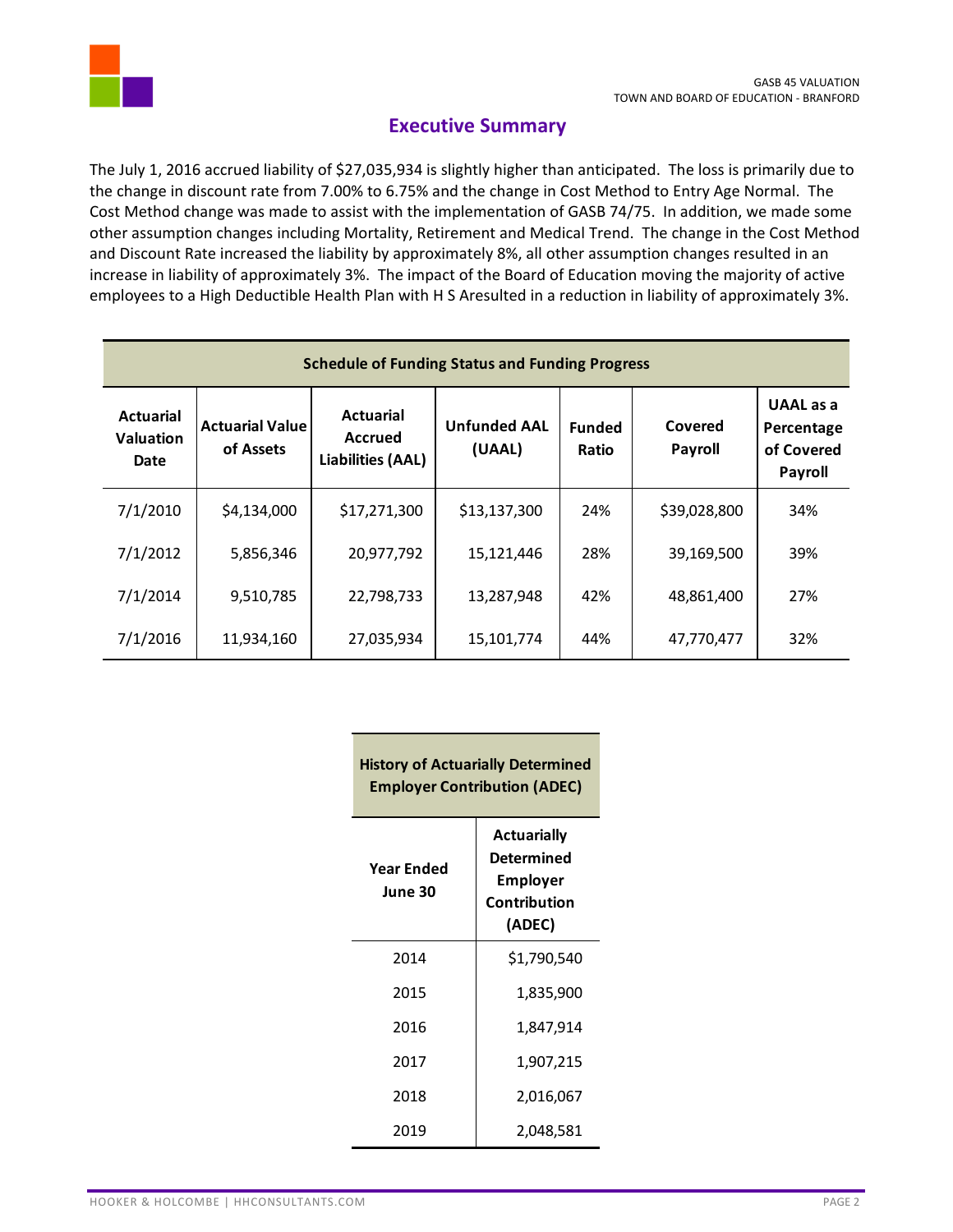## Executive Summary

The July 1, 2016 accrued liability of $27,035,934 is slightly higher than anticipated. The loss is primarily due to the change in discount rate from 7.00% to 6.75% and the change in Cost Method to Entry Age Normal. The Cost Method change was made to assist with the implementation of GASB 74/75. In addition, we made some other assumption changes including Mortality, Retirement and Medical Trend. The change in the Cost Method and Discount Rate increased the liability by approximately 8%, all other assumption changes resulted in an increase in liability of approximately 3%. The impact of the Board of Education moving the majority of active employees to a High Deductible Health Plan with H S Aresulted in a reduction in liability of approximately 3%.

**Schedule of Funding Status and Funding Progress**

| Actuarial Valuation Date | Actuarial Value of Assets | Actuarial Accrued Liabilities (AAL) | Unfunded AAL (UAAL) | Funded Ratio | Covered Payroll | UAAL as a Percentage of Covered Payroll |
|---|---|---|---|---|---|---|
| 7/1/2010 | $4,134,000 | $17,271,300 | $13,137,300 | 24% | $39,028,800 | 34% |
| 7/1/2012 | 5,856,346 | 20,977,792 | 15,121,446 | 28% | 39,169,500 | 39% |
| 7/1/2014 | 9,510,785 | 22,798,733 | 13,287,948 | 42% | 48,861,400 | 27% |
| 7/1/2016 | 11,934,160 | 27,035,934 | 15,101,774 | 44% | 47,770,477 | 32% |

**History of Actuarially Determined Employer Contribution (ADEC)**

| Year Ended June 30 | Actuarially Determined Employer Contribution (ADEC) |
|---|---|
| 2014 | $1,790,540 |
| 2015 | 1,835,900 |
| 2016 | 1,847,914 |
| 2017 | 1,907,215 |
| 2018 | 2,016,067 |
| 2019 | 2,048,581 |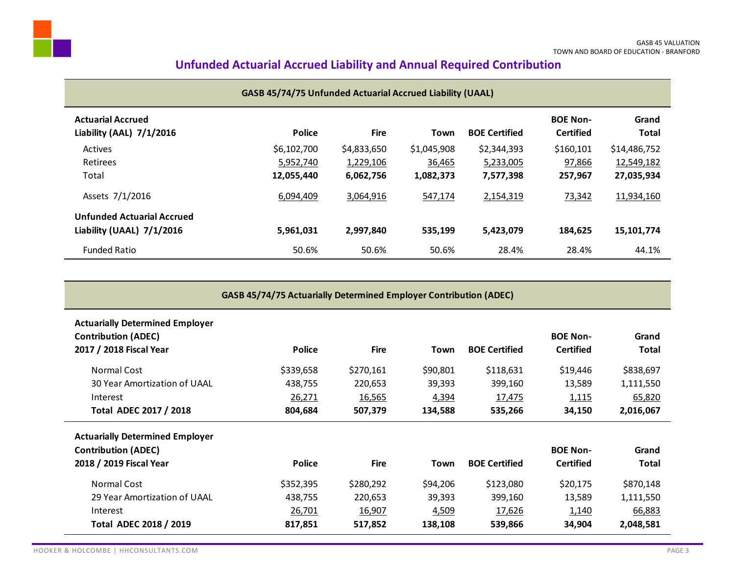## Unfunded Actuarial Accrued Liability and Annual Required Contribution

### GASB 45/74/75 Unfunded Actuarial Accrued Liability (UAAL)

| Actuarial Accrued Liability (AAL) 7/1/2016 | Police | Fire | Town | BOE Certified | BOE Non-Certified | Grand Total |
|---|---|---|---|---|---|---|
| Actives | $6,102,700 | $4,833,650 | $1,045,908 | $2,344,393 | $160,101 | $14,486,752 |
| Retirees | 5,952,740 | 1,229,106 | 36,465 | 5,233,005 | 97,866 | 12,549,182 |
| Total | **12,055,440** | **6,062,756** | **1,082,373** | **7,577,398** | **257,967** | **27,035,934** |
| Assets 7/1/2016 | 6,094,409 | 3,064,916 | 547,174 | 2,154,319 | 73,342 | 11,934,160 |
| **Unfunded Actuarial Accrued Liability (UAAL) 7/1/2016** | **5,961,031** | **2,997,840** | **535,199** | **5,423,079** | **184,625** | **15,101,774** |
| Funded Ratio | 50.6% | 50.6% | 50.6% | 28.4% | 28.4% | 44.1% |

### GASB 45/74/75 Actuarially Determined Employer Contribution (ADEC)

| Actuarially Determined Employer Contribution (ADEC) 2017 / 2018 Fiscal Year | Police | Fire | Town | BOE Certified | BOE Non-Certified | Grand Total |
|---|---|---|---|---|---|---|
| Normal Cost | $339,658 | $270,161 | $90,801 | $118,631 | $19,446 | $838,697 |
| 30 Year Amortization of UAAL | 438,755 | 220,653 | 39,393 | 399,160 | 13,589 | 1,111,550 |
| Interest | 26,271 | 16,565 | 4,394 | 17,475 | 1,115 | 65,820 |
| **Total ADEC 2017 / 2018** | **804,684** | **507,379** | **134,588** | **535,266** | **34,150** | **2,016,067** |

| Actuarially Determined Employer Contribution (ADEC) 2018 / 2019 Fiscal Year | Police | Fire | Town | BOE Certified | BOE Non-Certified | Grand Total |
|---|---|---|---|---|---|---|
| Normal Cost | $352,395 | $280,292 | $94,206 | $123,080 | $20,175 | $870,148 |
| 29 Year Amortization of UAAL | 438,755 | 220,653 | 39,393 | 399,160 | 13,589 | 1,111,550 |
| Interest | 26,701 | 16,907 | 4,509 | 17,626 | 1,140 | 66,883 |
| **Total ADEC 2018 / 2019** | **817,851** | **517,852** | **138,108** | **539,866** | **34,904** | **2,048,581** |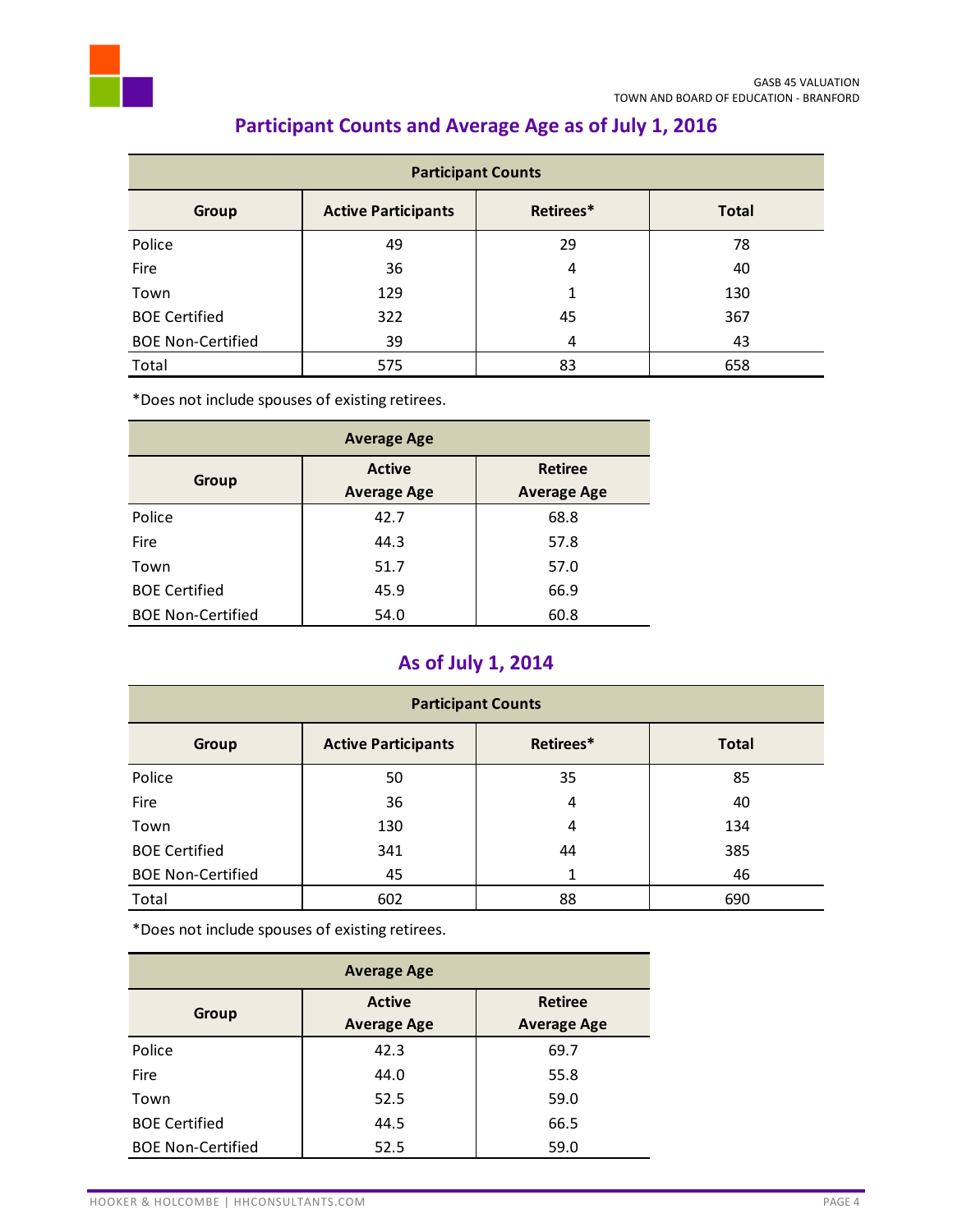## Participant Counts and Average Age as of July 1, 2016

| Participant Counts | | | |
|---|---|---|---|
| **Group** | **Active Participants** | **Retirees*** | **Total** |
| Police | 49 | 29 | 78 |
| Fire | 36 | 4 | 40 |
| Town | 129 | 1 | 130 |
| BOE Certified | 322 | 45 | 367 |
| BOE Non-Certified | 39 | 4 | 43 |
| Total | 575 | 83 | 658 |

*Does not include spouses of existing retirees.

| Average Age | | |
|---|---|---|
| **Group** | **Active Average Age** | **Retiree Average Age** |
| Police | 42.7 | 68.8 |
| Fire | 44.3 | 57.8 |
| Town | 51.7 | 57.0 |
| BOE Certified | 45.9 | 66.9 |
| BOE Non-Certified | 54.0 | 60.8 |

## As of July 1, 2014

| Participant Counts | | | |
|---|---|---|---|
| **Group** | **Active Participants** | **Retirees*** | **Total** |
| Police | 50 | 35 | 85 |
| Fire | 36 | 4 | 40 |
| Town | 130 | 4 | 134 |
| BOE Certified | 341 | 44 | 385 |
| BOE Non-Certified | 45 | 1 | 46 |
| Total | 602 | 88 | 690 |

*Does not include spouses of existing retirees.

| Average Age | | |
|---|---|---|
| **Group** | **Active Average Age** | **Retiree Average Age** |
| Police | 42.3 | 69.7 |
| Fire | 44.0 | 55.8 |
| Town | 52.5 | 59.0 |
| BOE Certified | 44.5 | 66.5 |
| BOE Non-Certified | 52.5 | 59.0 |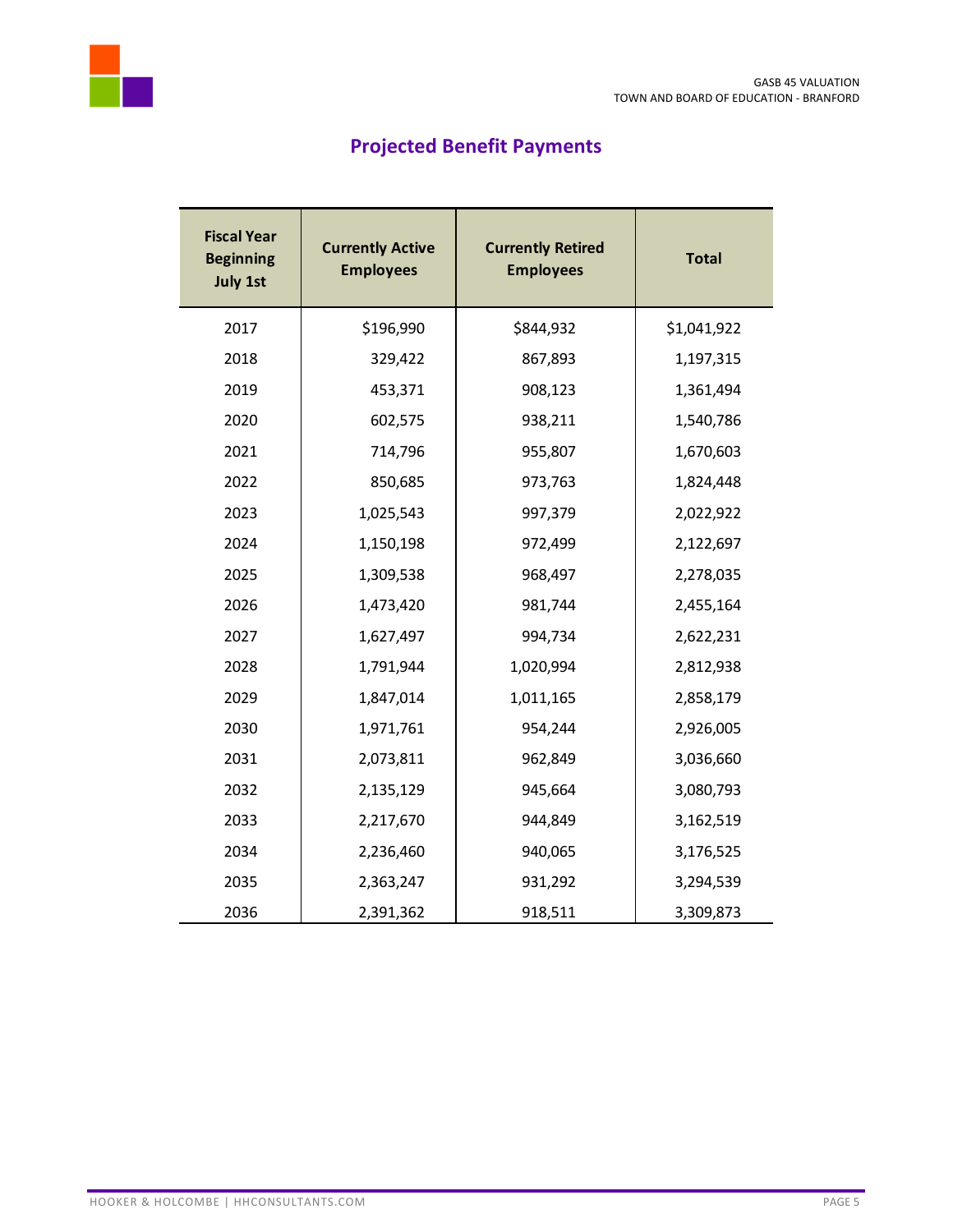## Projected Benefit Payments

| Fiscal Year Beginning July 1st | Currently Active Employees | Currently Retired Employees | Total |
|---|---|---|---|
| 2017 | $196,990 | $844,932 | $1,041,922 |
| 2018 | 329,422 | 867,893 | 1,197,315 |
| 2019 | 453,371 | 908,123 | 1,361,494 |
| 2020 | 602,575 | 938,211 | 1,540,786 |
| 2021 | 714,796 | 955,807 | 1,670,603 |
| 2022 | 850,685 | 973,763 | 1,824,448 |
| 2023 | 1,025,543 | 997,379 | 2,022,922 |
| 2024 | 1,150,198 | 972,499 | 2,122,697 |
| 2025 | 1,309,538 | 968,497 | 2,278,035 |
| 2026 | 1,473,420 | 981,744 | 2,455,164 |
| 2027 | 1,627,497 | 994,734 | 2,622,231 |
| 2028 | 1,791,944 | 1,020,994 | 2,812,938 |
| 2029 | 1,847,014 | 1,011,165 | 2,858,179 |
| 2030 | 1,971,761 | 954,244 | 2,926,005 |
| 2031 | 2,073,811 | 962,849 | 3,036,660 |
| 2032 | 2,135,129 | 945,664 | 3,080,793 |
| 2033 | 2,217,670 | 944,849 | 3,162,519 |
| 2034 | 2,236,460 | 940,065 | 3,176,525 |
| 2035 | 2,363,247 | 931,292 | 3,294,539 |
| 2036 | 2,391,362 | 918,511 | 3,309,873 |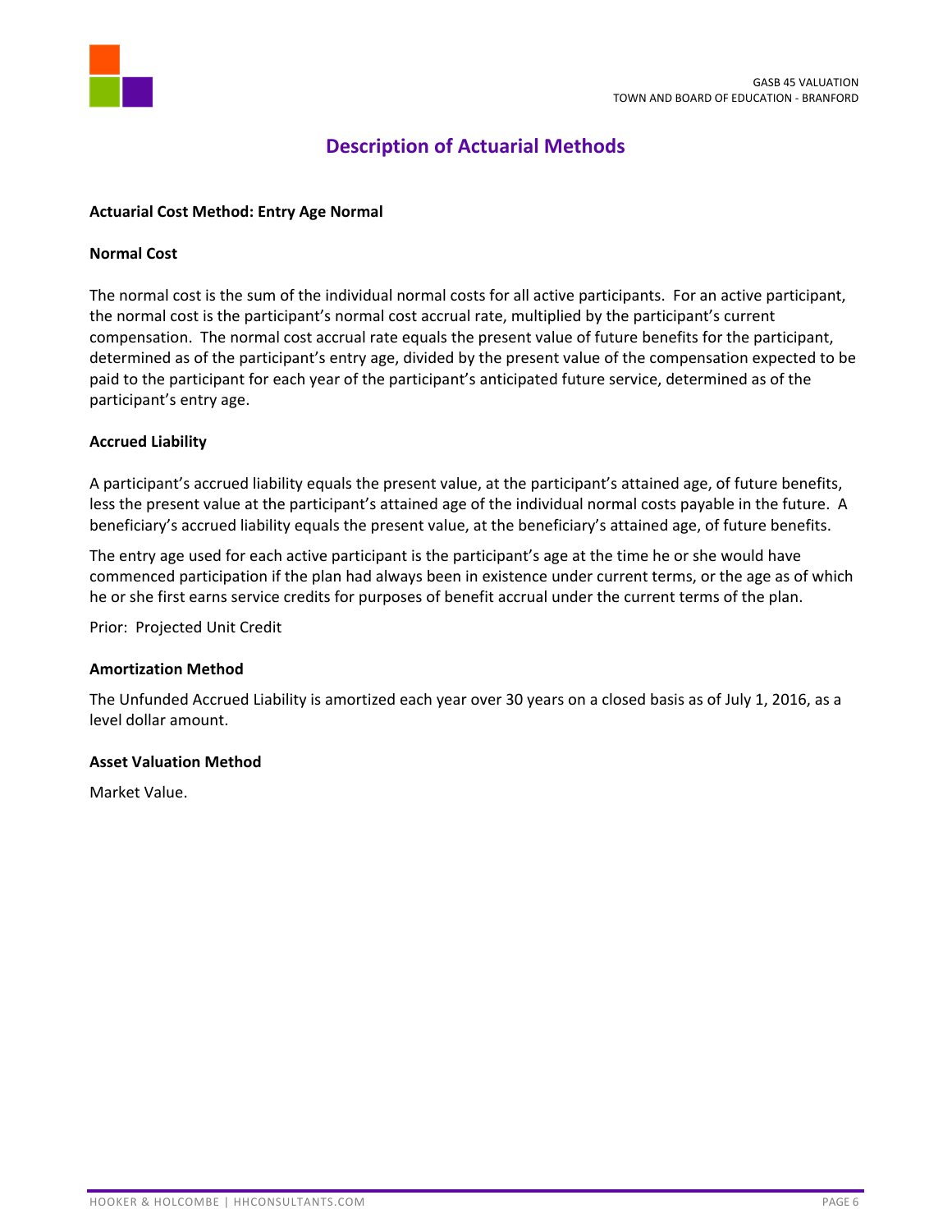# Description of Actuarial Methods

**Actuarial Cost Method: Entry Age Normal**

**Normal Cost**

The normal cost is the sum of the individual normal costs for all active participants. For an active participant, the normal cost is the participant's normal cost accrual rate, multiplied by the participant's current compensation. The normal cost accrual rate equals the present value of future benefits for the participant, determined as of the participant's entry age, divided by the present value of the compensation expected to be paid to the participant for each year of the participant's anticipated future service, determined as of the participant's entry age.

**Accrued Liability**

A participant's accrued liability equals the present value, at the participant's attained age, of future benefits, less the present value at the participant's attained age of the individual normal costs payable in the future. A beneficiary's accrued liability equals the present value, at the beneficiary's attained age, of future benefits.

The entry age used for each active participant is the participant's age at the time he or she would have commenced participation if the plan had always been in existence under current terms, or the age as of which he or she first earns service credits for purposes of benefit accrual under the current terms of the plan.

Prior: Projected Unit Credit

**Amortization Method**

The Unfunded Accrued Liability is amortized each year over 30 years on a closed basis as of July 1, 2016, as a level dollar amount.

**Asset Valuation Method**

Market Value.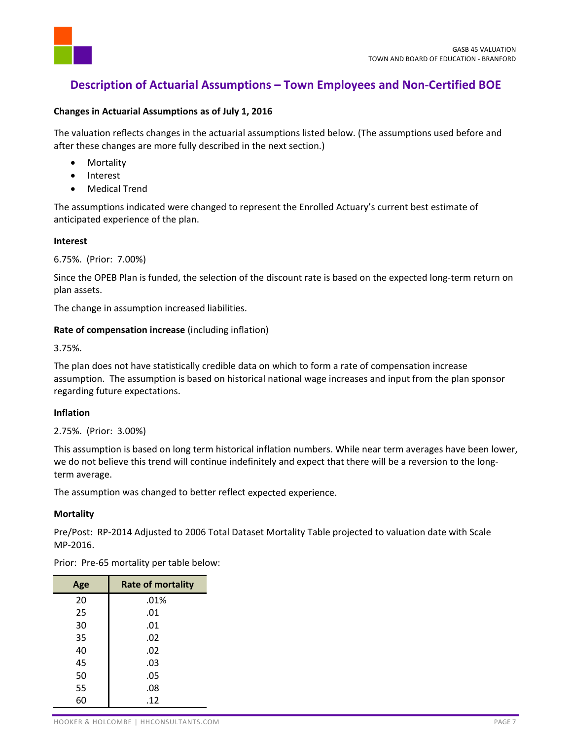## Description of Actuarial Assumptions – Town Employees and Non-Certified BOE

**Changes in Actuarial Assumptions as of July 1, 2016**

The valuation reflects changes in the actuarial assumptions listed below. (The assumptions used before and after these changes are more fully described in the next section.)

- Mortality
- Interest
- Medical Trend

The assumptions indicated were changed to represent the Enrolled Actuary's current best estimate of anticipated experience of the plan.

**Interest**

6.75%. (Prior: 7.00%)

Since the OPEB Plan is funded, the selection of the discount rate is based on the expected long-term return on plan assets.

The change in assumption increased liabilities.

**Rate of compensation increase** (including inflation)

3.75%.

The plan does not have statistically credible data on which to form a rate of compensation increase assumption. The assumption is based on historical national wage increases and input from the plan sponsor regarding future expectations.

**Inflation**

2.75%. (Prior: 3.00%)

This assumption is based on long term historical inflation numbers. While near term averages have been lower, we do not believe this trend will continue indefinitely and expect that there will be a reversion to the long-term average.

The assumption was changed to better reflect expected experience.

**Mortality**

Pre/Post: RP-2014 Adjusted to 2006 Total Dataset Mortality Table projected to valuation date with Scale MP-2016.

Prior: Pre-65 mortality per table below:

| Age | Rate of mortality |
|---|---|
| 20 | .01% |
| 25 | .01 |
| 30 | .01 |
| 35 | .02 |
| 40 | .02 |
| 45 | .03 |
| 50 | .05 |
| 55 | .08 |
| 60 | .12 |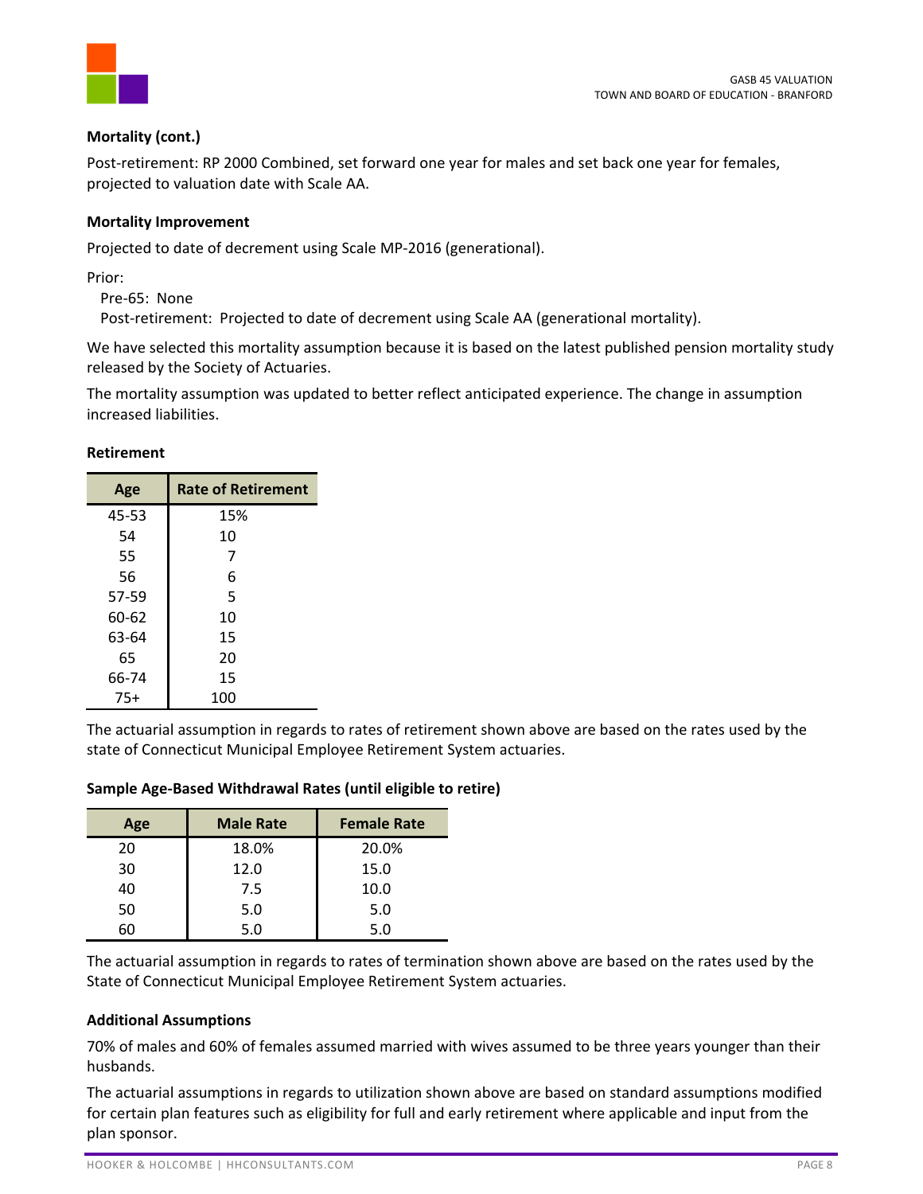**Mortality (cont.)**

Post-retirement: RP 2000 Combined, set forward one year for males and set back one year for females, projected to valuation date with Scale AA.

**Mortality Improvement**

Projected to date of decrement using Scale MP-2016 (generational).

Prior:

Pre-65: None

Post-retirement: Projected to date of decrement using Scale AA (generational mortality).

We have selected this mortality assumption because it is based on the latest published pension mortality study released by the Society of Actuaries.

The mortality assumption was updated to better reflect anticipated experience. The change in assumption increased liabilities.

**Retirement**

| Age | Rate of Retirement |
|---|---|
| 45-53 | 15% |
| 54 | 10 |
| 55 | 7 |
| 56 | 6 |
| 57-59 | 5 |
| 60-62 | 10 |
| 63-64 | 15 |
| 65 | 20 |
| 66-74 | 15 |
| 75+ | 100 |

The actuarial assumption in regards to rates of retirement shown above are based on the rates used by the state of Connecticut Municipal Employee Retirement System actuaries.

**Sample Age-Based Withdrawal Rates (until eligible to retire)**

| Age | Male Rate | Female Rate |
|---|---|---|
| 20 | 18.0% | 20.0% |
| 30 | 12.0 | 15.0 |
| 40 | 7.5 | 10.0 |
| 50 | 5.0 | 5.0 |
| 60 | 5.0 | 5.0 |

The actuarial assumption in regards to rates of termination shown above are based on the rates used by the State of Connecticut Municipal Employee Retirement System actuaries.

**Additional Assumptions**

70% of males and 60% of females assumed married with wives assumed to be three years younger than their husbands.

The actuarial assumptions in regards to utilization shown above are based on standard assumptions modified for certain plan features such as eligibility for full and early retirement where applicable and input from the plan sponsor.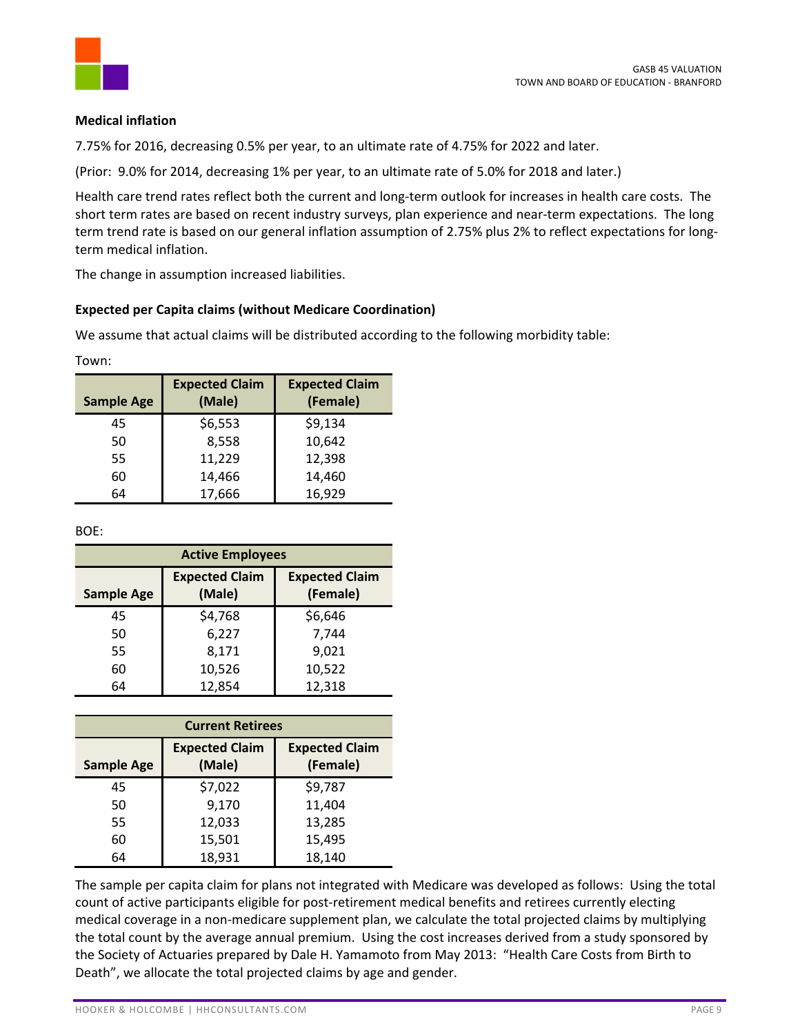### Medical inflation

7.75% for 2016, decreasing 0.5% per year, to an ultimate rate of 4.75% for 2022 and later.

(Prior: 9.0% for 2014, decreasing 1% per year, to an ultimate rate of 5.0% for 2018 and later.)

Health care trend rates reflect both the current and long-term outlook for increases in health care costs. The short term rates are based on recent industry surveys, plan experience and near-term expectations. The long term trend rate is based on our general inflation assumption of 2.75% plus 2% to reflect expectations for long-term medical inflation.

The change in assumption increased liabilities.

### Expected per Capita claims (without Medicare Coordination)

We assume that actual claims will be distributed according to the following morbidity table:

Town:

| Sample Age | Expected Claim (Male) | Expected Claim (Female) |
|---|---|---|
| 45 | $6,553 | $9,134 |
| 50 | 8,558 | 10,642 |
| 55 | 11,229 | 12,398 |
| 60 | 14,466 | 14,460 |
| 64 | 17,666 | 16,929 |

BOE:

| Active Employees | | |
|---|---|---|
| **Sample Age** | **Expected Claim (Male)** | **Expected Claim (Female)** |
| 45 | $4,768 | $6,646 |
| 50 | 6,227 | 7,744 |
| 55 | 8,171 | 9,021 |
| 60 | 10,526 | 10,522 |
| 64 | 12,854 | 12,318 |

| Current Retirees | | |
|---|---|---|
| **Sample Age** | **Expected Claim (Male)** | **Expected Claim (Female)** |
| 45 | $7,022 | $9,787 |
| 50 | 9,170 | 11,404 |
| 55 | 12,033 | 13,285 |
| 60 | 15,501 | 15,495 |
| 64 | 18,931 | 18,140 |

The sample per capita claim for plans not integrated with Medicare was developed as follows: Using the total count of active participants eligible for post-retirement medical benefits and retirees currently electing medical coverage in a non-medicare supplement plan, we calculate the total projected claims by multiplying the total count by the average annual premium. Using the cost increases derived from a study sponsored by the Society of Actuaries prepared by Dale H. Yamamoto from May 2013: "Health Care Costs from Birth to Death", we allocate the total projected claims by age and gender.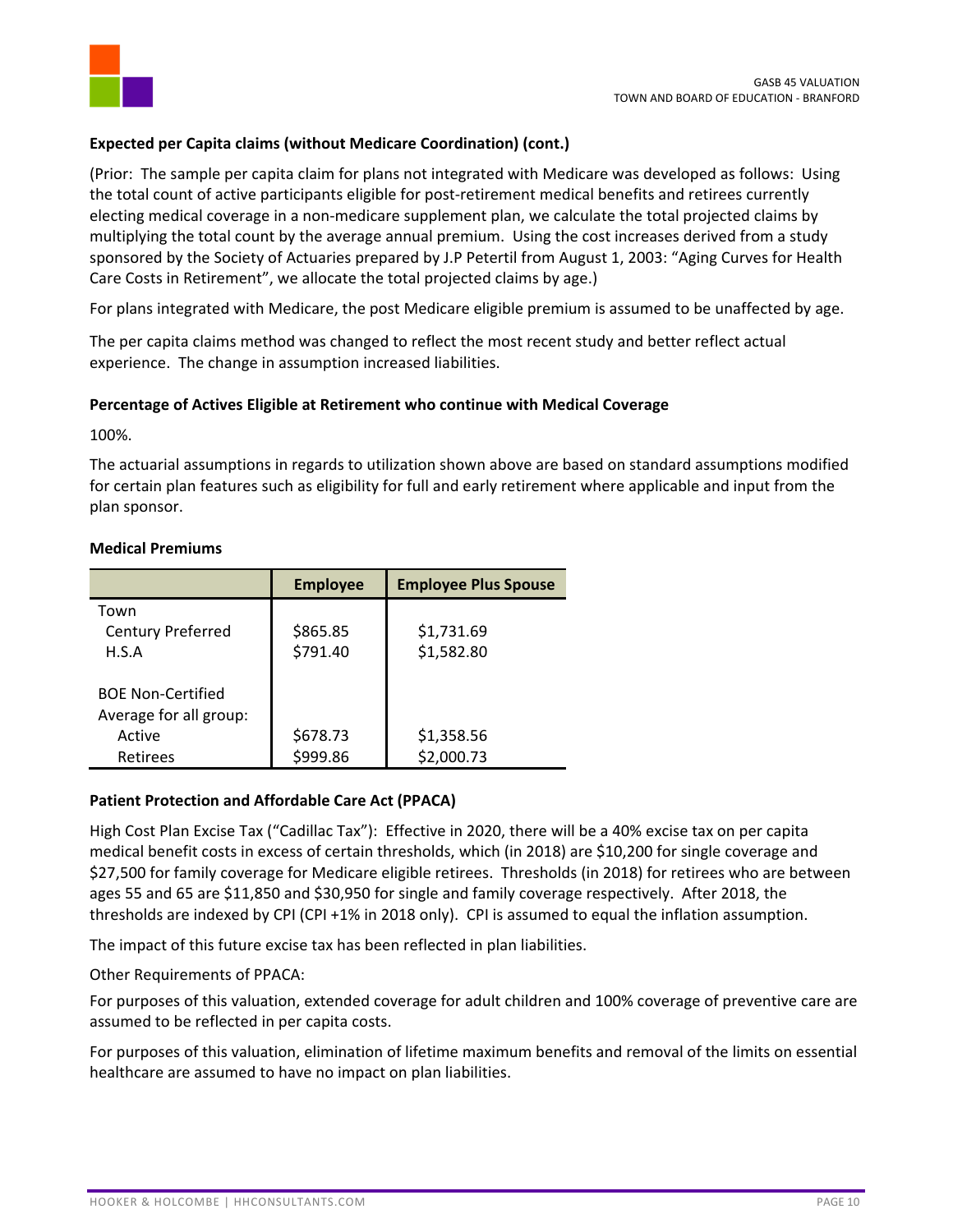### Expected per Capita claims (without Medicare Coordination) (cont.)

(Prior: The sample per capita claim for plans not integrated with Medicare was developed as follows: Using the total count of active participants eligible for post-retirement medical benefits and retirees currently electing medical coverage in a non-medicare supplement plan, we calculate the total projected claims by multiplying the total count by the average annual premium. Using the cost increases derived from a study sponsored by the Society of Actuaries prepared by J.P Petertil from August 1, 2003: "Aging Curves for Health Care Costs in Retirement", we allocate the total projected claims by age.)

For plans integrated with Medicare, the post Medicare eligible premium is assumed to be unaffected by age.

The per capita claims method was changed to reflect the most recent study and better reflect actual experience. The change in assumption increased liabilities.

### Percentage of Actives Eligible at Retirement who continue with Medical Coverage

100%.

The actuarial assumptions in regards to utilization shown above are based on standard assumptions modified for certain plan features such as eligibility for full and early retirement where applicable and input from the plan sponsor.

### Medical Premiums

| | Employee | Employee Plus Spouse |
|---|---|---|
| Town | | |
| Century Preferred | $865.85 | $1,731.69 |
| H.S.A | $791.40 | $1,582.80 |
| BOE Non-Certified | | |
| Average for all group: | | |
| Active | $678.73 | $1,358.56 |
| Retirees | $999.86 | $2,000.73 |

### Patient Protection and Affordable Care Act (PPACA)

High Cost Plan Excise Tax ("Cadillac Tax"): Effective in 2020, there will be a 40% excise tax on per capita medical benefit costs in excess of certain thresholds, which (in 2018) are $10,200 for single coverage and $27,500 for family coverage for Medicare eligible retirees. Thresholds (in 2018) for retirees who are between ages 55 and 65 are $11,850 and $30,950 for single and family coverage respectively. After 2018, the thresholds are indexed by CPI (CPI +1% in 2018 only). CPI is assumed to equal the inflation assumption.

The impact of this future excise tax has been reflected in plan liabilities.

Other Requirements of PPACA:

For purposes of this valuation, extended coverage for adult children and 100% coverage of preventive care are assumed to be reflected in per capita costs.

For purposes of this valuation, elimination of lifetime maximum benefits and removal of the limits on essential healthcare are assumed to have no impact on plan liabilities.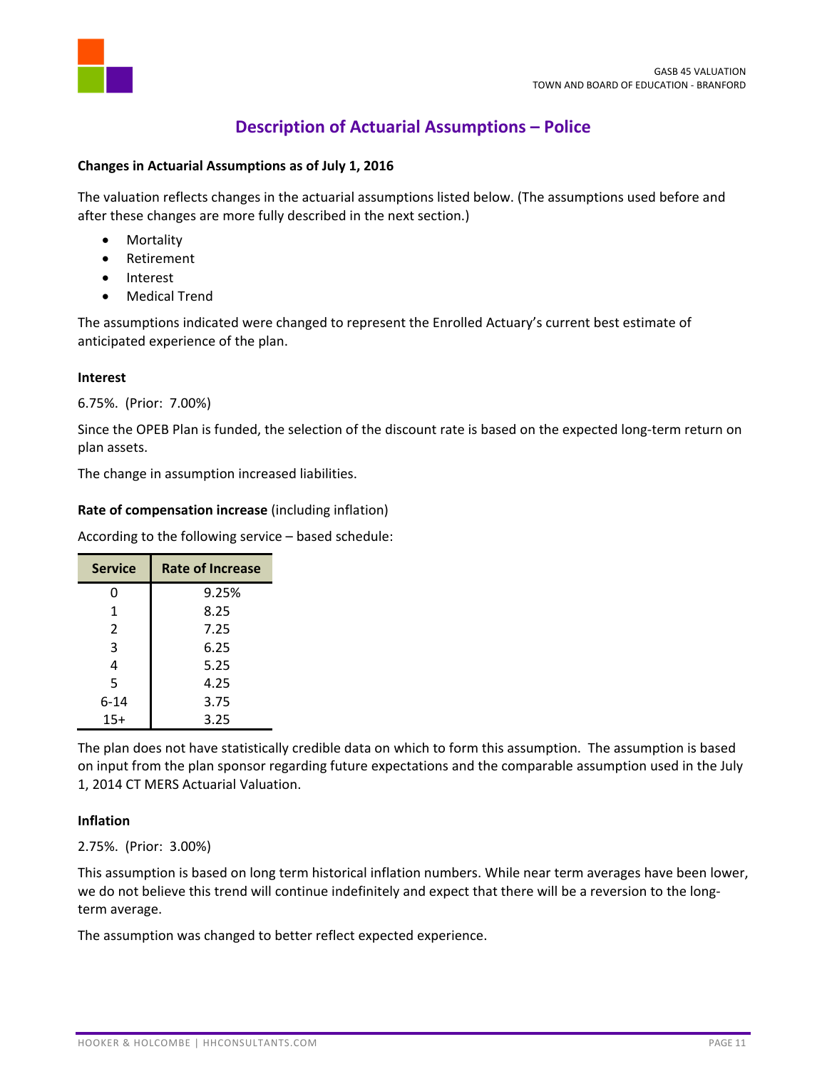# Description of Actuarial Assumptions – Police

**Changes in Actuarial Assumptions as of July 1, 2016**

The valuation reflects changes in the actuarial assumptions listed below. (The assumptions used before and after these changes are more fully described in the next section.)

- Mortality
- Retirement
- Interest
- Medical Trend

The assumptions indicated were changed to represent the Enrolled Actuary's current best estimate of anticipated experience of the plan.

**Interest**

6.75%. (Prior: 7.00%)

Since the OPEB Plan is funded, the selection of the discount rate is based on the expected long-term return on plan assets.

The change in assumption increased liabilities.

**Rate of compensation increase** (including inflation)

According to the following service – based schedule:

| Service | Rate of Increase |
|---|---|
| 0 | 9.25% |
| 1 | 8.25 |
| 2 | 7.25 |
| 3 | 6.25 |
| 4 | 5.25 |
| 5 | 4.25 |
| 6-14 | 3.75 |
| 15+ | 3.25 |

The plan does not have statistically credible data on which to form this assumption. The assumption is based on input from the plan sponsor regarding future expectations and the comparable assumption used in the July 1, 2014 CT MERS Actuarial Valuation.

**Inflation**

2.75%. (Prior: 3.00%)

This assumption is based on long term historical inflation numbers. While near term averages have been lower, we do not believe this trend will continue indefinitely and expect that there will be a reversion to the long-term average.

The assumption was changed to better reflect expected experience.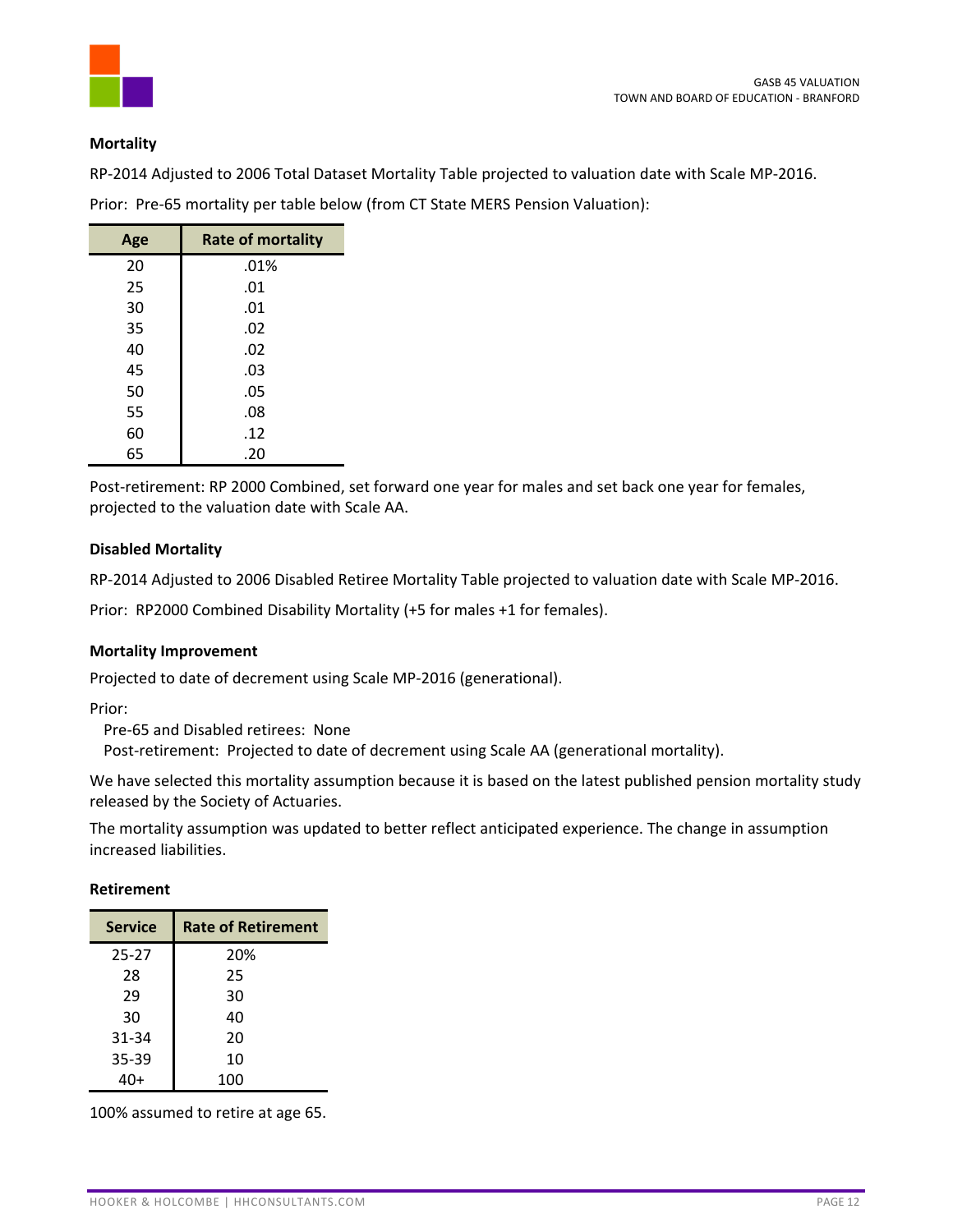**Mortality**

RP-2014 Adjusted to 2006 Total Dataset Mortality Table projected to valuation date with Scale MP-2016.

Prior: Pre-65 mortality per table below (from CT State MERS Pension Valuation):

| Age | Rate of mortality |
|---|---|
| 20 | .01% |
| 25 | .01 |
| 30 | .01 |
| 35 | .02 |
| 40 | .02 |
| 45 | .03 |
| 50 | .05 |
| 55 | .08 |
| 60 | .12 |
| 65 | .20 |

Post-retirement: RP 2000 Combined, set forward one year for males and set back one year for females, projected to the valuation date with Scale AA.

**Disabled Mortality**

RP-2014 Adjusted to 2006 Disabled Retiree Mortality Table projected to valuation date with Scale MP-2016.

Prior: RP2000 Combined Disability Mortality (+5 for males +1 for females).

**Mortality Improvement**

Projected to date of decrement using Scale MP-2016 (generational).

Prior:

Pre-65 and Disabled retirees: None

Post-retirement: Projected to date of decrement using Scale AA (generational mortality).

We have selected this mortality assumption because it is based on the latest published pension mortality study released by the Society of Actuaries.

The mortality assumption was updated to better reflect anticipated experience. The change in assumption increased liabilities.

**Retirement**

| Service | Rate of Retirement |
|---|---|
| 25-27 | 20% |
| 28 | 25 |
| 29 | 30 |
| 30 | 40 |
| 31-34 | 20 |
| 35-39 | 10 |
| 40+ | 100 |

100% assumed to retire at age 65.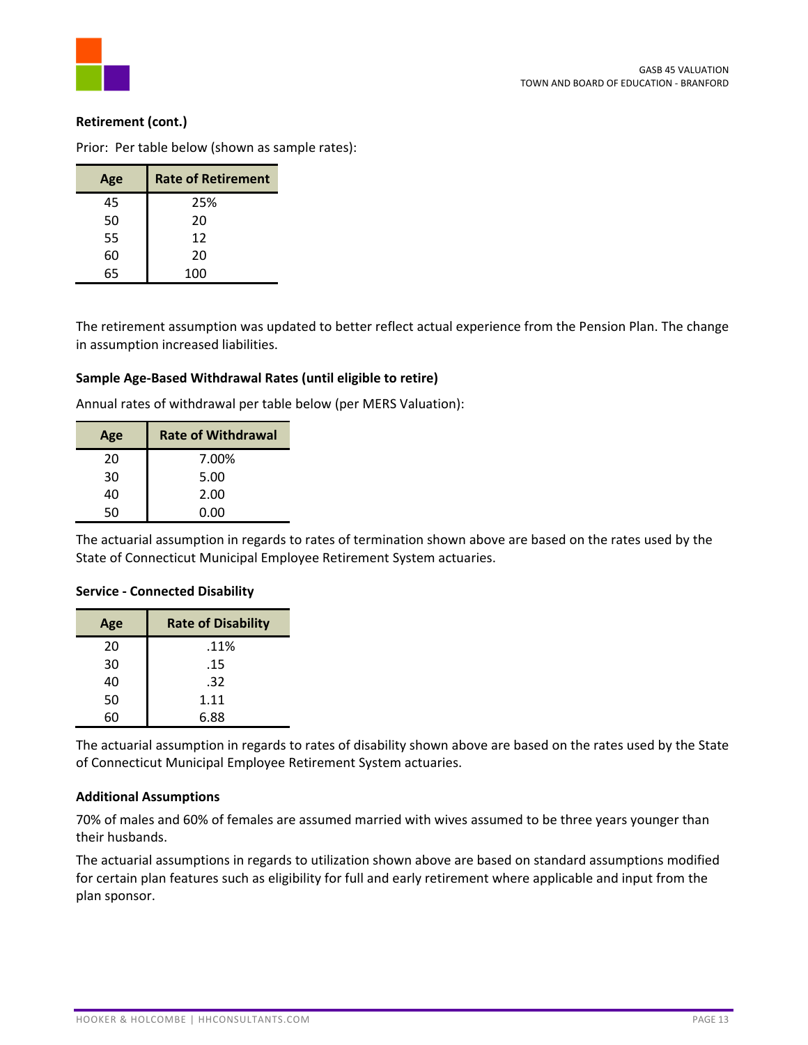**Retirement (cont.)**

Prior: Per table below (shown as sample rates):

| Age | Rate of Retirement |
|---|---|
| 45 | 25% |
| 50 | 20 |
| 55 | 12 |
| 60 | 20 |
| 65 | 100 |

The retirement assumption was updated to better reflect actual experience from the Pension Plan. The change in assumption increased liabilities.

**Sample Age-Based Withdrawal Rates (until eligible to retire)**

Annual rates of withdrawal per table below (per MERS Valuation):

| Age | Rate of Withdrawal |
|---|---|
| 20 | 7.00% |
| 30 | 5.00 |
| 40 | 2.00 |
| 50 | 0.00 |

The actuarial assumption in regards to rates of termination shown above are based on the rates used by the State of Connecticut Municipal Employee Retirement System actuaries.

**Service - Connected Disability**

| Age | Rate of Disability |
|---|---|
| 20 | .11% |
| 30 | .15 |
| 40 | .32 |
| 50 | 1.11 |
| 60 | 6.88 |

The actuarial assumption in regards to rates of disability shown above are based on the rates used by the State of Connecticut Municipal Employee Retirement System actuaries.

**Additional Assumptions**

70% of males and 60% of females are assumed married with wives assumed to be three years younger than their husbands.

The actuarial assumptions in regards to utilization shown above are based on standard assumptions modified for certain plan features such as eligibility for full and early retirement where applicable and input from the plan sponsor.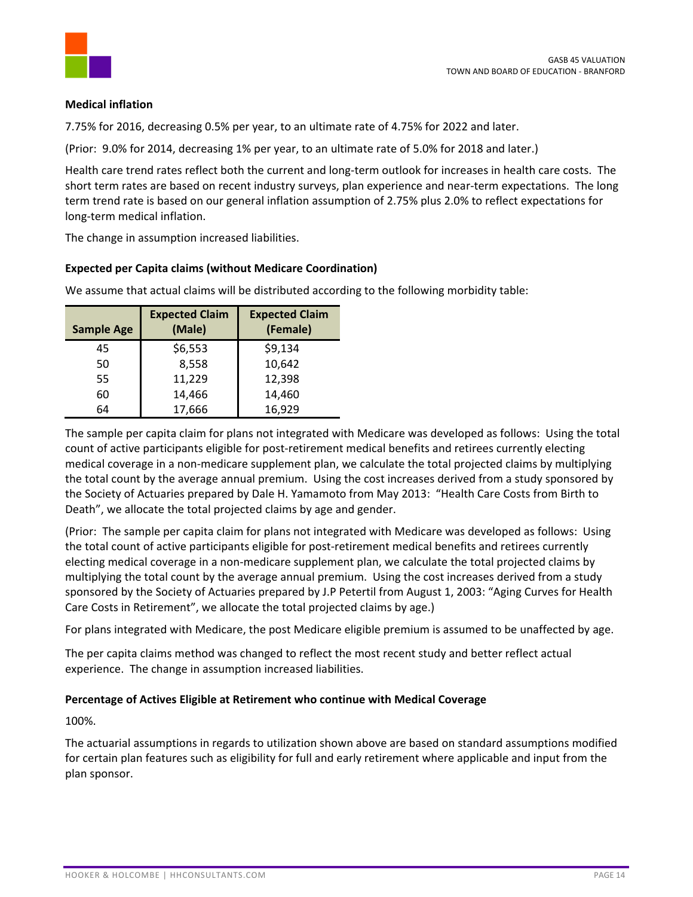**Medical inflation**

7.75% for 2016, decreasing 0.5% per year, to an ultimate rate of 4.75% for 2022 and later.

(Prior: 9.0% for 2014, decreasing 1% per year, to an ultimate rate of 5.0% for 2018 and later.)

Health care trend rates reflect both the current and long-term outlook for increases in health care costs. The short term rates are based on recent industry surveys, plan experience and near-term expectations. The long term trend rate is based on our general inflation assumption of 2.75% plus 2.0% to reflect expectations for long-term medical inflation.

The change in assumption increased liabilities.

**Expected per Capita claims (without Medicare Coordination)**

We assume that actual claims will be distributed according to the following morbidity table:

| Sample Age | Expected Claim (Male) | Expected Claim (Female) |
|---|---|---|
| 45 | $6,553 | $9,134 |
| 50 | 8,558 | 10,642 |
| 55 | 11,229 | 12,398 |
| 60 | 14,466 | 14,460 |
| 64 | 17,666 | 16,929 |

The sample per capita claim for plans not integrated with Medicare was developed as follows: Using the total count of active participants eligible for post-retirement medical benefits and retirees currently electing medical coverage in a non-medicare supplement plan, we calculate the total projected claims by multiplying the total count by the average annual premium. Using the cost increases derived from a study sponsored by the Society of Actuaries prepared by Dale H. Yamamoto from May 2013: "Health Care Costs from Birth to Death", we allocate the total projected claims by age and gender.

(Prior: The sample per capita claim for plans not integrated with Medicare was developed as follows: Using the total count of active participants eligible for post-retirement medical benefits and retirees currently electing medical coverage in a non-medicare supplement plan, we calculate the total projected claims by multiplying the total count by the average annual premium. Using the cost increases derived from a study sponsored by the Society of Actuaries prepared by J.P Petertil from August 1, 2003: "Aging Curves for Health Care Costs in Retirement", we allocate the total projected claims by age.)

For plans integrated with Medicare, the post Medicare eligible premium is assumed to be unaffected by age.

The per capita claims method was changed to reflect the most recent study and better reflect actual experience. The change in assumption increased liabilities.

**Percentage of Actives Eligible at Retirement who continue with Medical Coverage**

100%.

The actuarial assumptions in regards to utilization shown above are based on standard assumptions modified for certain plan features such as eligibility for full and early retirement where applicable and input from the plan sponsor.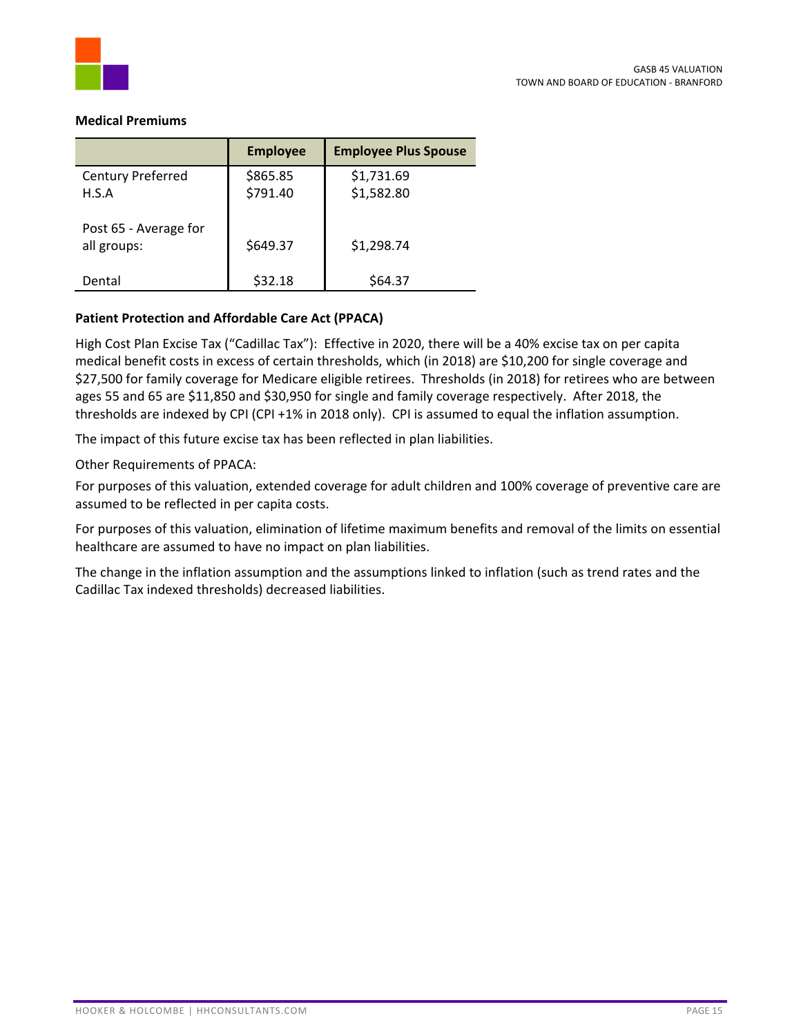**Medical Premiums**

| | Employee | Employee Plus Spouse |
|---|---|---|
| Century Preferred | $865.85 | $1,731.69 |
| H.S.A | $791.40 | $1,582.80 |
| Post 65 - Average for all groups: | $649.37 | $1,298.74 |
| Dental | $32.18 | $64.37 |

**Patient Protection and Affordable Care Act (PPACA)**

High Cost Plan Excise Tax ("Cadillac Tax"): Effective in 2020, there will be a 40% excise tax on per capita medical benefit costs in excess of certain thresholds, which (in 2018) are $10,200 for single coverage and $27,500 for family coverage for Medicare eligible retirees. Thresholds (in 2018) for retirees who are between ages 55 and 65 are $11,850 and $30,950 for single and family coverage respectively. After 2018, the thresholds are indexed by CPI (CPI +1% in 2018 only). CPI is assumed to equal the inflation assumption.

The impact of this future excise tax has been reflected in plan liabilities.

Other Requirements of PPACA:

For purposes of this valuation, extended coverage for adult children and 100% coverage of preventive care are assumed to be reflected in per capita costs.

For purposes of this valuation, elimination of lifetime maximum benefits and removal of the limits on essential healthcare are assumed to have no impact on plan liabilities.

The change in the inflation assumption and the assumptions linked to inflation (such as trend rates and the Cadillac Tax indexed thresholds) decreased liabilities.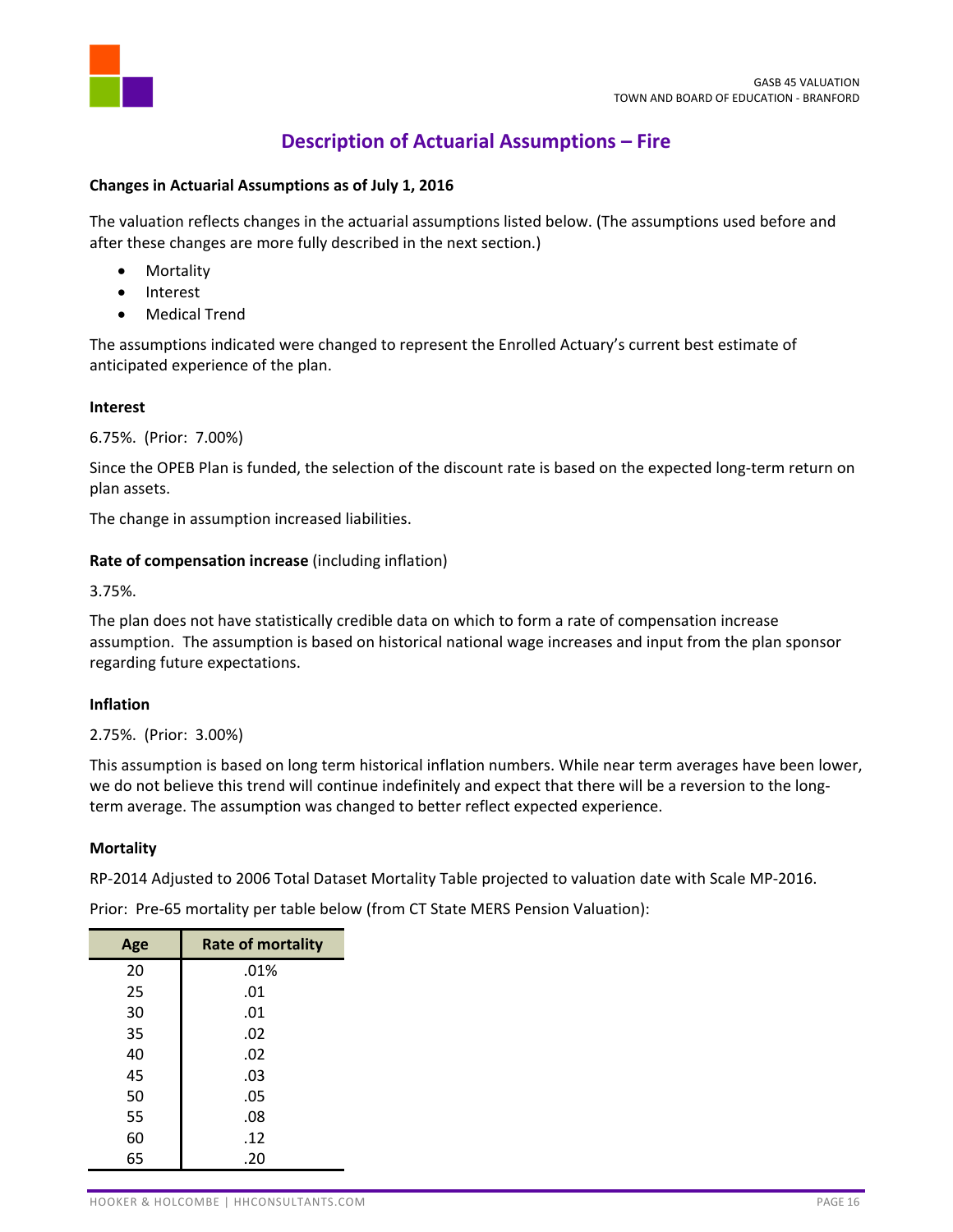## Description of Actuarial Assumptions – Fire

**Changes in Actuarial Assumptions as of July 1, 2016**

The valuation reflects changes in the actuarial assumptions listed below. (The assumptions used before and after these changes are more fully described in the next section.)

- Mortality
- Interest
- Medical Trend

The assumptions indicated were changed to represent the Enrolled Actuary's current best estimate of anticipated experience of the plan.

**Interest**

6.75%. (Prior: 7.00%)

Since the OPEB Plan is funded, the selection of the discount rate is based on the expected long-term return on plan assets.

The change in assumption increased liabilities.

**Rate of compensation increase** (including inflation)

3.75%.

The plan does not have statistically credible data on which to form a rate of compensation increase assumption. The assumption is based on historical national wage increases and input from the plan sponsor regarding future expectations.

**Inflation**

2.75%. (Prior: 3.00%)

This assumption is based on long term historical inflation numbers. While near term averages have been lower, we do not believe this trend will continue indefinitely and expect that there will be a reversion to the long-term average. The assumption was changed to better reflect expected experience.

**Mortality**

RP-2014 Adjusted to 2006 Total Dataset Mortality Table projected to valuation date with Scale MP-2016.

Prior: Pre-65 mortality per table below (from CT State MERS Pension Valuation):

| Age | Rate of mortality |
|---|---|
| 20 | .01% |
| 25 | .01 |
| 30 | .01 |
| 35 | .02 |
| 40 | .02 |
| 45 | .03 |
| 50 | .05 |
| 55 | .08 |
| 60 | .12 |
| 65 | .20 |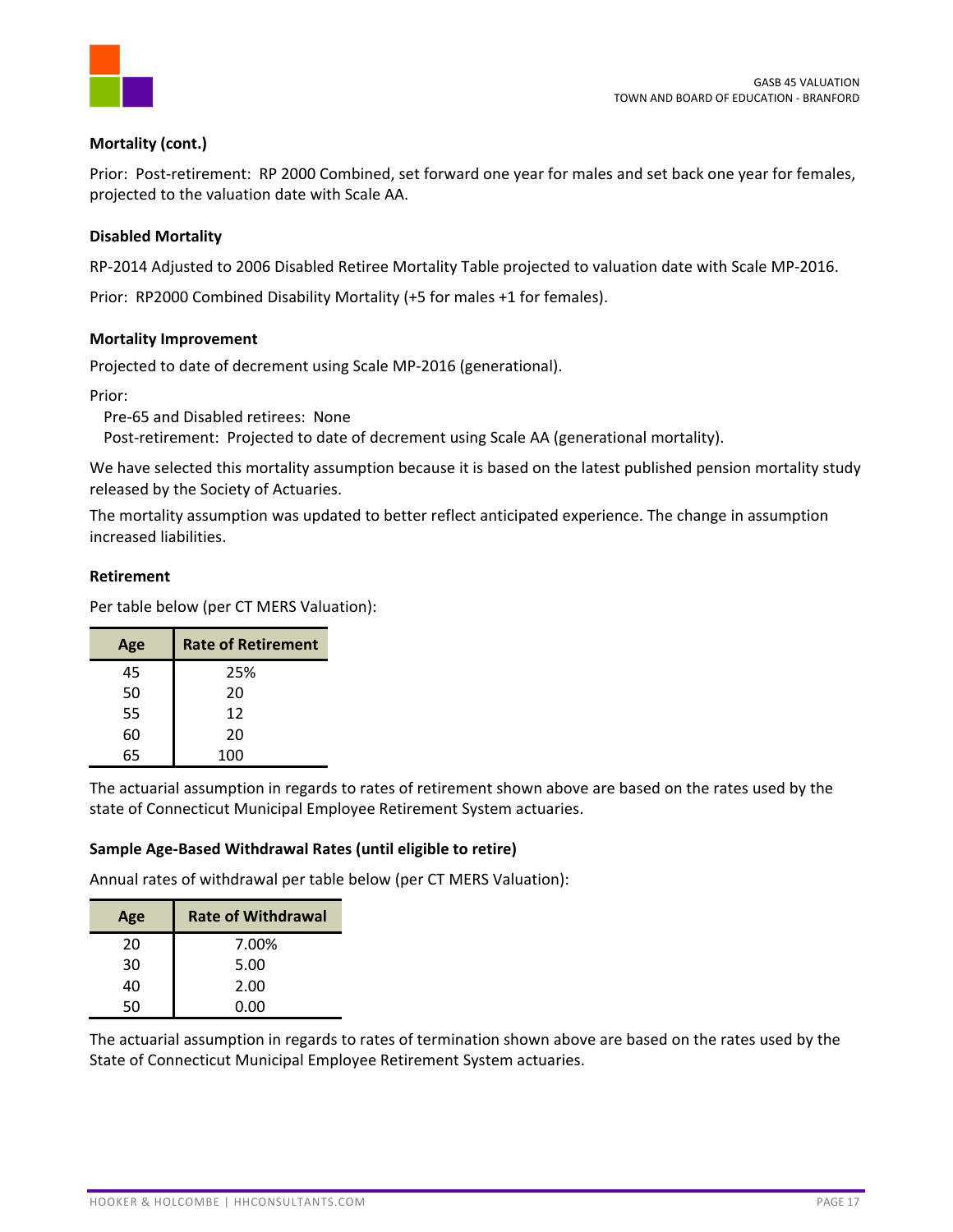**Mortality (cont.)**

Prior: Post-retirement: RP 2000 Combined, set forward one year for males and set back one year for females, projected to the valuation date with Scale AA.

**Disabled Mortality**

RP-2014 Adjusted to 2006 Disabled Retiree Mortality Table projected to valuation date with Scale MP-2016.

Prior: RP2000 Combined Disability Mortality (+5 for males +1 for females).

**Mortality Improvement**

Projected to date of decrement using Scale MP-2016 (generational).

Prior:
  Pre-65 and Disabled retirees: None
  Post-retirement: Projected to date of decrement using Scale AA (generational mortality).

We have selected this mortality assumption because it is based on the latest published pension mortality study released by the Society of Actuaries.

The mortality assumption was updated to better reflect anticipated experience. The change in assumption increased liabilities.

**Retirement**

Per table below (per CT MERS Valuation):

| Age | Rate of Retirement |
|---|---|
| 45 | 25% |
| 50 | 20 |
| 55 | 12 |
| 60 | 20 |
| 65 | 100 |

The actuarial assumption in regards to rates of retirement shown above are based on the rates used by the state of Connecticut Municipal Employee Retirement System actuaries.

**Sample Age-Based Withdrawal Rates (until eligible to retire)**

Annual rates of withdrawal per table below (per CT MERS Valuation):

| Age | Rate of Withdrawal |
|---|---|
| 20 | 7.00% |
| 30 | 5.00 |
| 40 | 2.00 |
| 50 | 0.00 |

The actuarial assumption in regards to rates of termination shown above are based on the rates used by the State of Connecticut Municipal Employee Retirement System actuaries.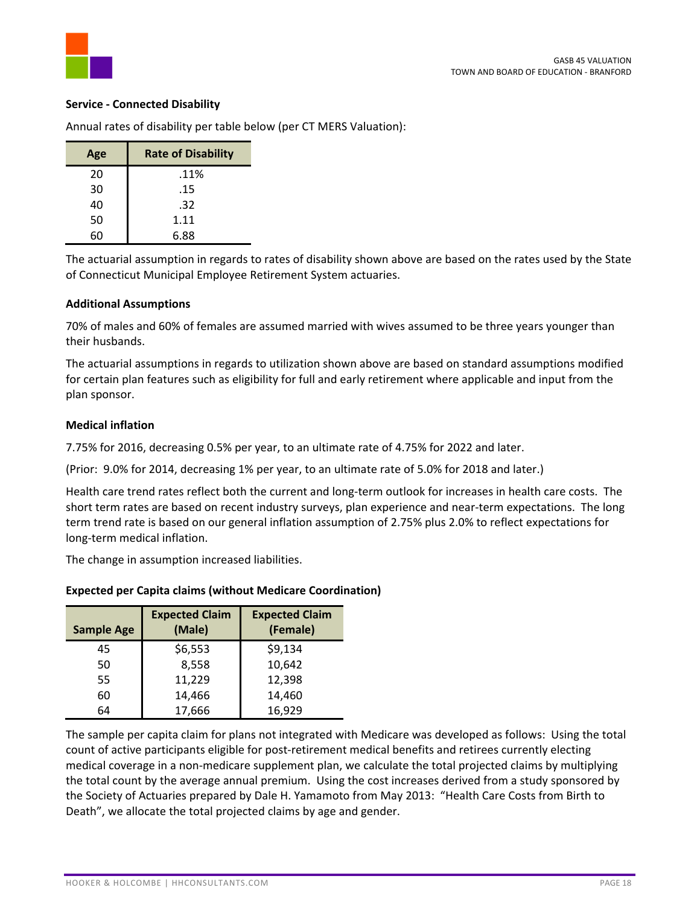**Service - Connected Disability**

Annual rates of disability per table below (per CT MERS Valuation):

| Age | Rate of Disability |
|---|---|
| 20 | .11% |
| 30 | .15 |
| 40 | .32 |
| 50 | 1.11 |
| 60 | 6.88 |

The actuarial assumption in regards to rates of disability shown above are based on the rates used by the State of Connecticut Municipal Employee Retirement System actuaries.

**Additional Assumptions**

70% of males and 60% of females are assumed married with wives assumed to be three years younger than their husbands.

The actuarial assumptions in regards to utilization shown above are based on standard assumptions modified for certain plan features such as eligibility for full and early retirement where applicable and input from the plan sponsor.

**Medical inflation**

7.75% for 2016, decreasing 0.5% per year, to an ultimate rate of 4.75% for 2022 and later.

(Prior: 9.0% for 2014, decreasing 1% per year, to an ultimate rate of 5.0% for 2018 and later.)

Health care trend rates reflect both the current and long-term outlook for increases in health care costs. The short term rates are based on recent industry surveys, plan experience and near-term expectations. The long term trend rate is based on our general inflation assumption of 2.75% plus 2.0% to reflect expectations for long-term medical inflation.

The change in assumption increased liabilities.

**Expected per Capita claims (without Medicare Coordination)**

| Sample Age | Expected Claim (Male) | Expected Claim (Female) |
|---|---|---|
| 45 | $6,553 | $9,134 |
| 50 | 8,558 | 10,642 |
| 55 | 11,229 | 12,398 |
| 60 | 14,466 | 14,460 |
| 64 | 17,666 | 16,929 |

The sample per capita claim for plans not integrated with Medicare was developed as follows: Using the total count of active participants eligible for post-retirement medical benefits and retirees currently electing medical coverage in a non-medicare supplement plan, we calculate the total projected claims by multiplying the total count by the average annual premium. Using the cost increases derived from a study sponsored by the Society of Actuaries prepared by Dale H. Yamamoto from May 2013: "Health Care Costs from Birth to Death", we allocate the total projected claims by age and gender.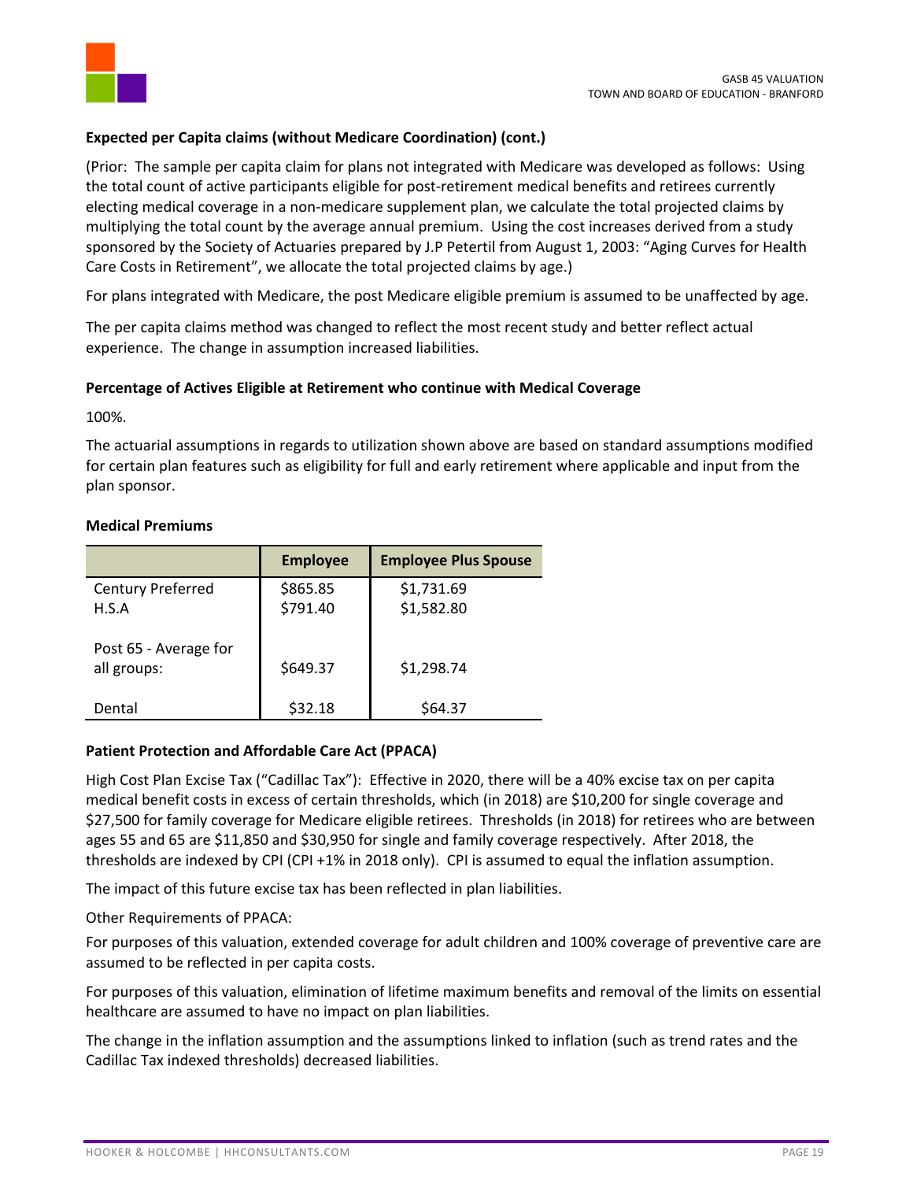**Expected per Capita claims (without Medicare Coordination) (cont.)**

(Prior: The sample per capita claim for plans not integrated with Medicare was developed as follows: Using the total count of active participants eligible for post-retirement medical benefits and retirees currently electing medical coverage in a non-medicare supplement plan, we calculate the total projected claims by multiplying the total count by the average annual premium. Using the cost increases derived from a study sponsored by the Society of Actuaries prepared by J.P Petertil from August 1, 2003: "Aging Curves for Health Care Costs in Retirement", we allocate the total projected claims by age.)

For plans integrated with Medicare, the post Medicare eligible premium is assumed to be unaffected by age.

The per capita claims method was changed to reflect the most recent study and better reflect actual experience. The change in assumption increased liabilities.

**Percentage of Actives Eligible at Retirement who continue with Medical Coverage**

100%.

The actuarial assumptions in regards to utilization shown above are based on standard assumptions modified for certain plan features such as eligibility for full and early retirement where applicable and input from the plan sponsor.

**Medical Premiums**

| | Employee | Employee Plus Spouse |
|---|---|---|
| Century Preferred | $865.85 | $1,731.69 |
| H.S.A | $791.40 | $1,582.80 |
| Post 65 - Average for all groups: | $649.37 | $1,298.74 |
| Dental | $32.18 | $64.37 |

**Patient Protection and Affordable Care Act (PPACA)**

High Cost Plan Excise Tax ("Cadillac Tax"): Effective in 2020, there will be a 40% excise tax on per capita medical benefit costs in excess of certain thresholds, which (in 2018) are $10,200 for single coverage and $27,500 for family coverage for Medicare eligible retirees. Thresholds (in 2018) for retirees who are between ages 55 and 65 are $11,850 and $30,950 for single and family coverage respectively. After 2018, the thresholds are indexed by CPI (CPI +1% in 2018 only). CPI is assumed to equal the inflation assumption.

The impact of this future excise tax has been reflected in plan liabilities.

Other Requirements of PPACA:

For purposes of this valuation, extended coverage for adult children and 100% coverage of preventive care are assumed to be reflected in per capita costs.

For purposes of this valuation, elimination of lifetime maximum benefits and removal of the limits on essential healthcare are assumed to have no impact on plan liabilities.

The change in the inflation assumption and the assumptions linked to inflation (such as trend rates and the Cadillac Tax indexed thresholds) decreased liabilities.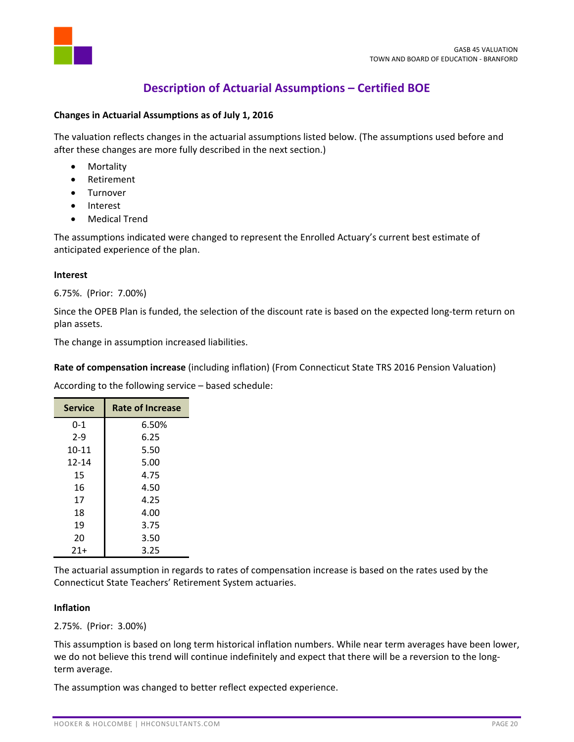## Description of Actuarial Assumptions – Certified BOE

**Changes in Actuarial Assumptions as of July 1, 2016**

The valuation reflects changes in the actuarial assumptions listed below. (The assumptions used before and after these changes are more fully described in the next section.)

- Mortality
- Retirement
- Turnover
- Interest
- Medical Trend

The assumptions indicated were changed to represent the Enrolled Actuary's current best estimate of anticipated experience of the plan.

**Interest**

6.75%. (Prior: 7.00%)

Since the OPEB Plan is funded, the selection of the discount rate is based on the expected long-term return on plan assets.

The change in assumption increased liabilities.

**Rate of compensation increase** (including inflation) (From Connecticut State TRS 2016 Pension Valuation)

According to the following service – based schedule:

| Service | Rate of Increase |
|---|---|
| 0-1 | 6.50% |
| 2-9 | 6.25 |
| 10-11 | 5.50 |
| 12-14 | 5.00 |
| 15 | 4.75 |
| 16 | 4.50 |
| 17 | 4.25 |
| 18 | 4.00 |
| 19 | 3.75 |
| 20 | 3.50 |
| 21+ | 3.25 |

The actuarial assumption in regards to rates of compensation increase is based on the rates used by the Connecticut State Teachers' Retirement System actuaries.

**Inflation**

2.75%. (Prior: 3.00%)

This assumption is based on long term historical inflation numbers. While near term averages have been lower, we do not believe this trend will continue indefinitely and expect that there will be a reversion to the long-term average.

The assumption was changed to better reflect expected experience.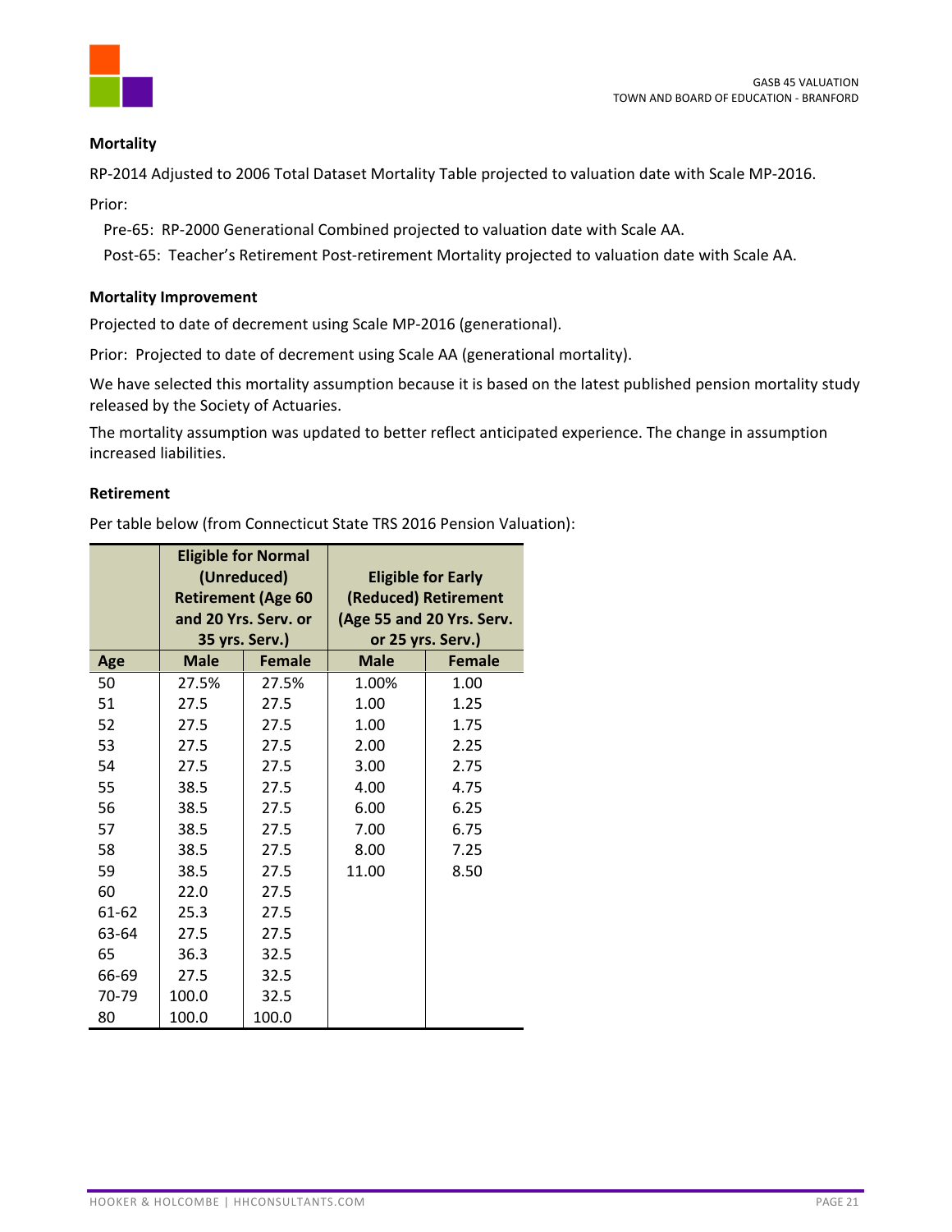**Mortality**

RP-2014 Adjusted to 2006 Total Dataset Mortality Table projected to valuation date with Scale MP-2016.

Prior:

Pre-65: RP-2000 Generational Combined projected to valuation date with Scale AA.

Post-65: Teacher's Retirement Post-retirement Mortality projected to valuation date with Scale AA.

**Mortality Improvement**

Projected to date of decrement using Scale MP-2016 (generational).

Prior: Projected to date of decrement using Scale AA (generational mortality).

We have selected this mortality assumption because it is based on the latest published pension mortality study released by the Society of Actuaries.

The mortality assumption was updated to better reflect anticipated experience. The change in assumption increased liabilities.

**Retirement**

Per table below (from Connecticut State TRS 2016 Pension Valuation):

| | Eligible for Normal (Unreduced) Retirement (Age 60 and 20 Yrs. Serv. or 35 yrs. Serv.) | | Eligible for Early (Reduced) Retirement (Age 55 and 20 Yrs. Serv. or 25 yrs. Serv.) | |
|---|---|---|---|---|
| **Age** | **Male** | **Female** | **Male** | **Female** |
| 50 | 27.5% | 27.5% | 1.00% | 1.00 |
| 51 | 27.5 | 27.5 | 1.00 | 1.25 |
| 52 | 27.5 | 27.5 | 1.00 | 1.75 |
| 53 | 27.5 | 27.5 | 2.00 | 2.25 |
| 54 | 27.5 | 27.5 | 3.00 | 2.75 |
| 55 | 38.5 | 27.5 | 4.00 | 4.75 |
| 56 | 38.5 | 27.5 | 6.00 | 6.25 |
| 57 | 38.5 | 27.5 | 7.00 | 6.75 |
| 58 | 38.5 | 27.5 | 8.00 | 7.25 |
| 59 | 38.5 | 27.5 | 11.00 | 8.50 |
| 60 | 22.0 | 27.5 | | |
| 61-62 | 25.3 | 27.5 | | |
| 63-64 | 27.5 | 27.5 | | |
| 65 | 36.3 | 32.5 | | |
| 66-69 | 27.5 | 32.5 | | |
| 70-79 | 100.0 | 32.5 | | |
| 80 | 100.0 | 100.0 | | |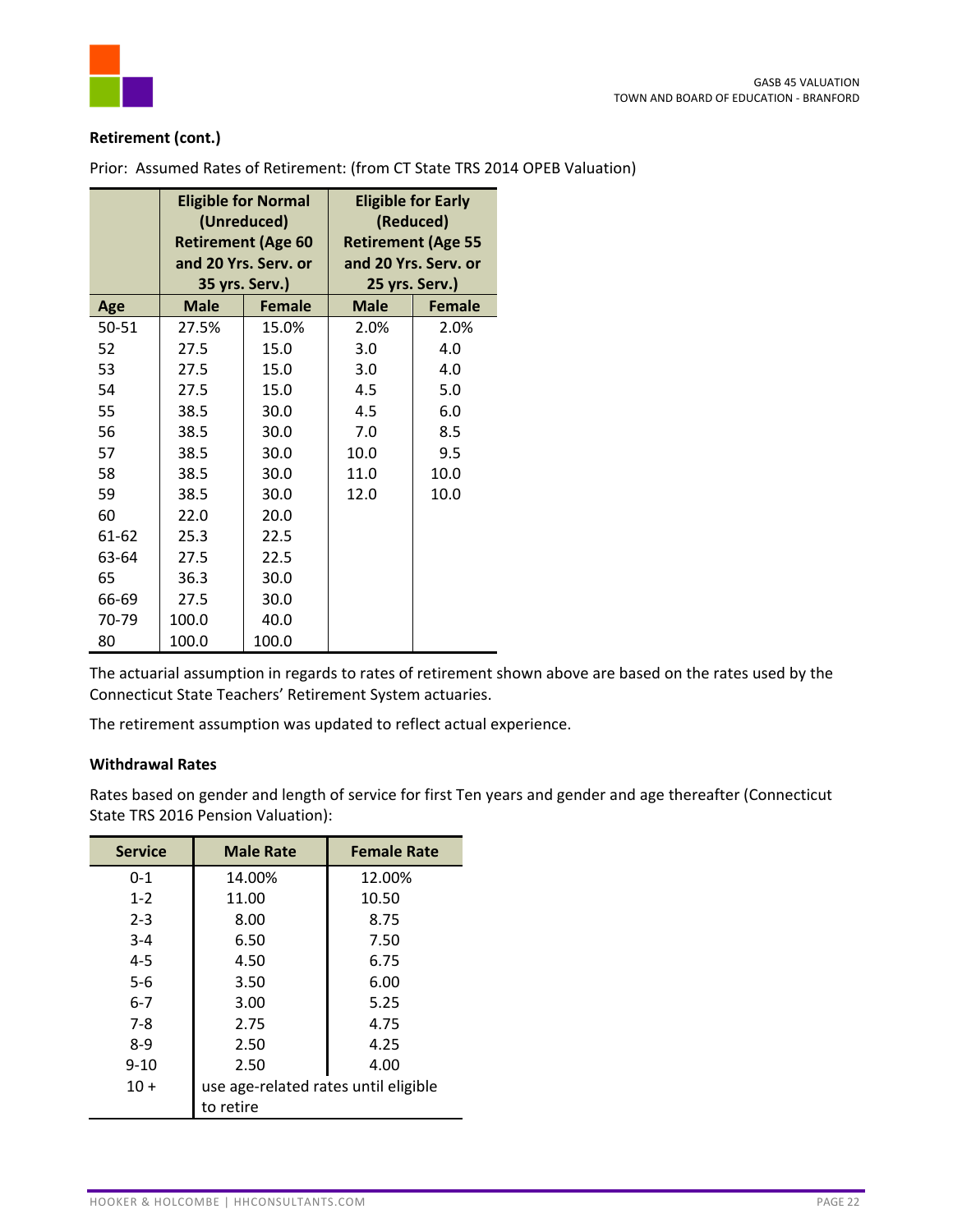**Retirement (cont.)**

Prior: Assumed Rates of Retirement: (from CT State TRS 2014 OPEB Valuation)

| | Eligible for Normal (Unreduced) Retirement (Age 60 and 20 Yrs. Serv. or 35 yrs. Serv.) | | Eligible for Early (Reduced) Retirement (Age 55 and 20 Yrs. Serv. or 25 yrs. Serv.) | |
|---|---|---|---|---|
| **Age** | **Male** | **Female** | **Male** | **Female** |
| 50-51 | 27.5% | 15.0% | 2.0% | 2.0% |
| 52 | 27.5 | 15.0 | 3.0 | 4.0 |
| 53 | 27.5 | 15.0 | 3.0 | 4.0 |
| 54 | 27.5 | 15.0 | 4.5 | 5.0 |
| 55 | 38.5 | 30.0 | 4.5 | 6.0 |
| 56 | 38.5 | 30.0 | 7.0 | 8.5 |
| 57 | 38.5 | 30.0 | 10.0 | 9.5 |
| 58 | 38.5 | 30.0 | 11.0 | 10.0 |
| 59 | 38.5 | 30.0 | 12.0 | 10.0 |
| 60 | 22.0 | 20.0 | | |
| 61-62 | 25.3 | 22.5 | | |
| 63-64 | 27.5 | 22.5 | | |
| 65 | 36.3 | 30.0 | | |
| 66-69 | 27.5 | 30.0 | | |
| 70-79 | 100.0 | 40.0 | | |
| 80 | 100.0 | 100.0 | | |

The actuarial assumption in regards to rates of retirement shown above are based on the rates used by the Connecticut State Teachers' Retirement System actuaries.

The retirement assumption was updated to reflect actual experience.

**Withdrawal Rates**

Rates based on gender and length of service for first Ten years and gender and age thereafter (Connecticut State TRS 2016 Pension Valuation):

| Service | Male Rate | Female Rate |
|---|---|---|
| 0-1 | 14.00% | 12.00% |
| 1-2 | 11.00 | 10.50 |
| 2-3 | 8.00 | 8.75 |
| 3-4 | 6.50 | 7.50 |
| 4-5 | 4.50 | 6.75 |
| 5-6 | 3.50 | 6.00 |
| 6-7 | 3.00 | 5.25 |
| 7-8 | 2.75 | 4.75 |
| 8-9 | 2.50 | 4.25 |
| 9-10 | 2.50 | 4.00 |
| 10 + | use age-related rates until eligible to retire | |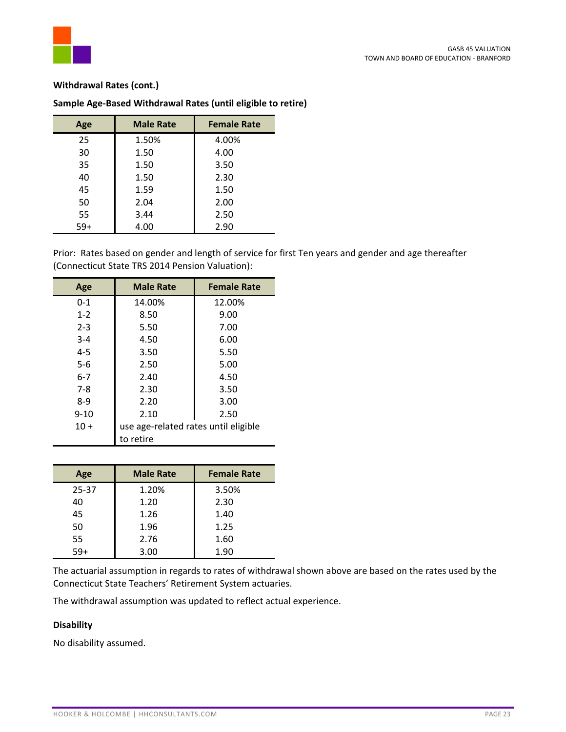**Withdrawal Rates (cont.)**

**Sample Age-Based Withdrawal Rates (until eligible to retire)**

| Age | Male Rate | Female Rate |
|---|---|---|
| 25 | 1.50% | 4.00% |
| 30 | 1.50 | 4.00 |
| 35 | 1.50 | 3.50 |
| 40 | 1.50 | 2.30 |
| 45 | 1.59 | 1.50 |
| 50 | 2.04 | 2.00 |
| 55 | 3.44 | 2.50 |
| 59+ | 4.00 | 2.90 |

Prior: Rates based on gender and length of service for first Ten years and gender and age thereafter (Connecticut State TRS 2014 Pension Valuation):

| Age | Male Rate | Female Rate |
|---|---|---|
| 0-1 | 14.00% | 12.00% |
| 1-2 | 8.50 | 9.00 |
| 2-3 | 5.50 | 7.00 |
| 3-4 | 4.50 | 6.00 |
| 4-5 | 3.50 | 5.50 |
| 5-6 | 2.50 | 5.00 |
| 6-7 | 2.40 | 4.50 |
| 7-8 | 2.30 | 3.50 |
| 8-9 | 2.20 | 3.00 |
| 9-10 | 2.10 | 2.50 |
| 10 + | use age-related rates until eligible to retire | |

| Age | Male Rate | Female Rate |
|---|---|---|
| 25-37 | 1.20% | 3.50% |
| 40 | 1.20 | 2.30 |
| 45 | 1.26 | 1.40 |
| 50 | 1.96 | 1.25 |
| 55 | 2.76 | 1.60 |
| 59+ | 3.00 | 1.90 |

The actuarial assumption in regards to rates of withdrawal shown above are based on the rates used by the Connecticut State Teachers' Retirement System actuaries.

The withdrawal assumption was updated to reflect actual experience.

**Disability**

No disability assumed.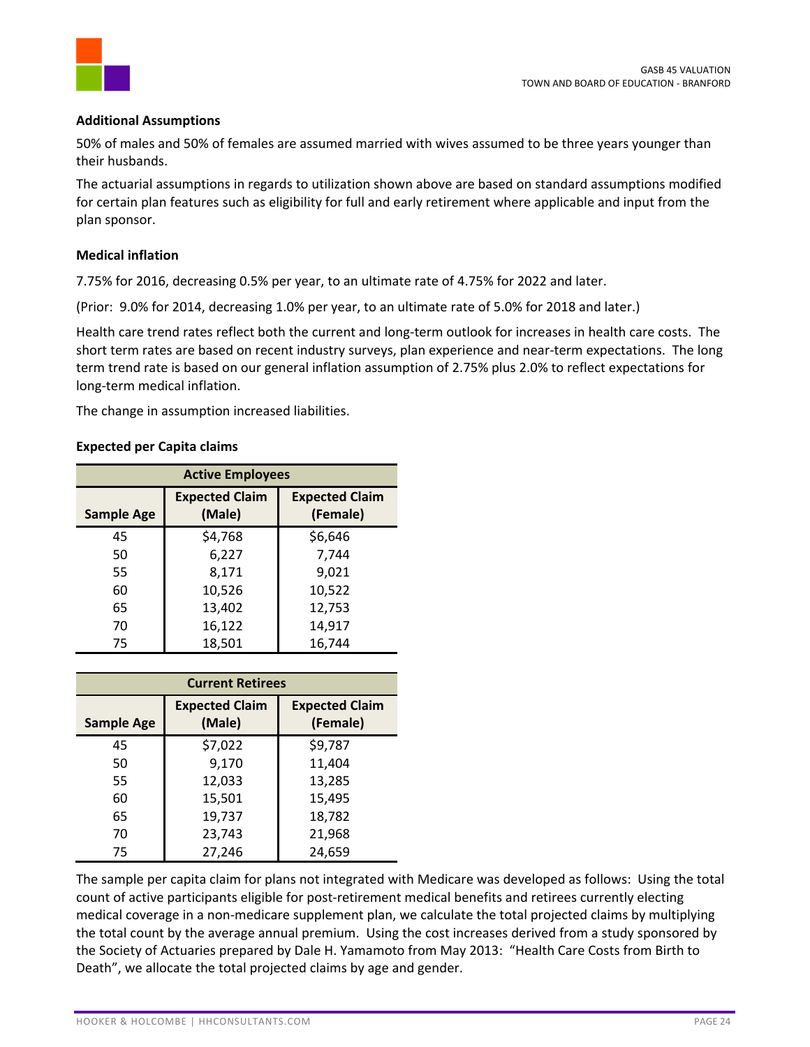**Additional Assumptions**

50% of males and 50% of females are assumed married with wives assumed to be three years younger than their husbands.

The actuarial assumptions in regards to utilization shown above are based on standard assumptions modified for certain plan features such as eligibility for full and early retirement where applicable and input from the plan sponsor.

**Medical inflation**

7.75% for 2016, decreasing 0.5% per year, to an ultimate rate of 4.75% for 2022 and later.

(Prior: 9.0% for 2014, decreasing 1.0% per year, to an ultimate rate of 5.0% for 2018 and later.)

Health care trend rates reflect both the current and long-term outlook for increases in health care costs. The short term rates are based on recent industry surveys, plan experience and near-term expectations. The long term trend rate is based on our general inflation assumption of 2.75% plus 2.0% to reflect expectations for long-term medical inflation.

The change in assumption increased liabilities.

**Expected per Capita claims**

| Active Employees | | |
|---|---|---|
| Sample Age | Expected Claim (Male) | Expected Claim (Female) |
| 45 | $4,768 | $6,646 |
| 50 | 6,227 | 7,744 |
| 55 | 8,171 | 9,021 |
| 60 | 10,526 | 10,522 |
| 65 | 13,402 | 12,753 |
| 70 | 16,122 | 14,917 |
| 75 | 18,501 | 16,744 |

| Current Retirees | | |
|---|---|---|
| Sample Age | Expected Claim (Male) | Expected Claim (Female) |
| 45 | $7,022 | $9,787 |
| 50 | 9,170 | 11,404 |
| 55 | 12,033 | 13,285 |
| 60 | 15,501 | 15,495 |
| 65 | 19,737 | 18,782 |
| 70 | 23,743 | 21,968 |
| 75 | 27,246 | 24,659 |

The sample per capita claim for plans not integrated with Medicare was developed as follows: Using the total count of active participants eligible for post-retirement medical benefits and retirees currently electing medical coverage in a non-medicare supplement plan, we calculate the total projected claims by multiplying the total count by the average annual premium. Using the cost increases derived from a study sponsored by the Society of Actuaries prepared by Dale H. Yamamoto from May 2013: "Health Care Costs from Birth to Death", we allocate the total projected claims by age and gender.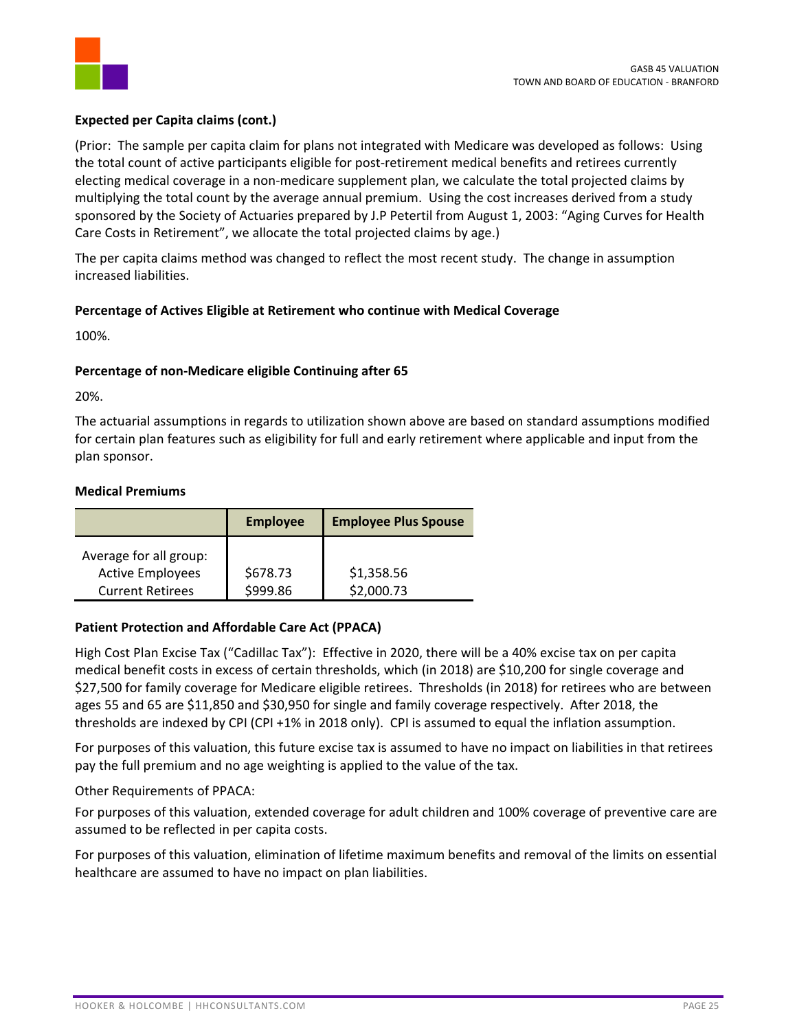**Expected per Capita claims (cont.)**

(Prior: The sample per capita claim for plans not integrated with Medicare was developed as follows: Using the total count of active participants eligible for post-retirement medical benefits and retirees currently electing medical coverage in a non-medicare supplement plan, we calculate the total projected claims by multiplying the total count by the average annual premium. Using the cost increases derived from a study sponsored by the Society of Actuaries prepared by J.P Petertil from August 1, 2003: "Aging Curves for Health Care Costs in Retirement", we allocate the total projected claims by age.)

The per capita claims method was changed to reflect the most recent study. The change in assumption increased liabilities.

**Percentage of Actives Eligible at Retirement who continue with Medical Coverage**

100%.

**Percentage of non-Medicare eligible Continuing after 65**

20%.

The actuarial assumptions in regards to utilization shown above are based on standard assumptions modified for certain plan features such as eligibility for full and early retirement where applicable and input from the plan sponsor.

**Medical Premiums**

| | Employee | Employee Plus Spouse |
|---|---|---|
| Average for all group: | | |
| Active Employees | $678.73 | $1,358.56 |
| Current Retirees | $999.86 | $2,000.73 |

**Patient Protection and Affordable Care Act (PPACA)**

High Cost Plan Excise Tax ("Cadillac Tax"): Effective in 2020, there will be a 40% excise tax on per capita medical benefit costs in excess of certain thresholds, which (in 2018) are $10,200 for single coverage and $27,500 for family coverage for Medicare eligible retirees. Thresholds (in 2018) for retirees who are between ages 55 and 65 are $11,850 and $30,950 for single and family coverage respectively. After 2018, the thresholds are indexed by CPI (CPI +1% in 2018 only). CPI is assumed to equal the inflation assumption.

For purposes of this valuation, this future excise tax is assumed to have no impact on liabilities in that retirees pay the full premium and no age weighting is applied to the value of the tax.

Other Requirements of PPACA:

For purposes of this valuation, extended coverage for adult children and 100% coverage of preventive care are assumed to be reflected in per capita costs.

For purposes of this valuation, elimination of lifetime maximum benefits and removal of the limits on essential healthcare are assumed to have no impact on plan liabilities.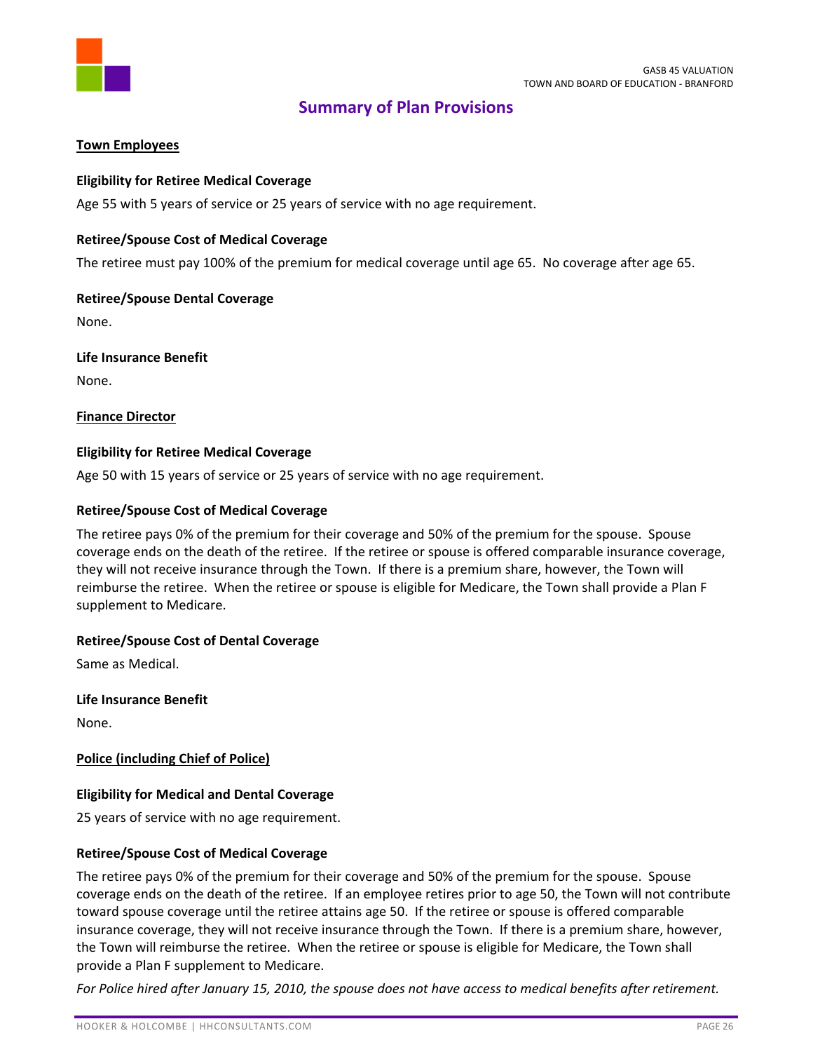## Summary of Plan Provisions

### Town Employees

**Eligibility for Retiree Medical Coverage**

Age 55 with 5 years of service or 25 years of service with no age requirement.

**Retiree/Spouse Cost of Medical Coverage**

The retiree must pay 100% of the premium for medical coverage until age 65. No coverage after age 65.

**Retiree/Spouse Dental Coverage**

None.

**Life Insurance Benefit**

None.

### Finance Director

**Eligibility for Retiree Medical Coverage**

Age 50 with 15 years of service or 25 years of service with no age requirement.

**Retiree/Spouse Cost of Medical Coverage**

The retiree pays 0% of the premium for their coverage and 50% of the premium for the spouse. Spouse coverage ends on the death of the retiree. If the retiree or spouse is offered comparable insurance coverage, they will not receive insurance through the Town. If there is a premium share, however, the Town will reimburse the retiree. When the retiree or spouse is eligible for Medicare, the Town shall provide a Plan F supplement to Medicare.

**Retiree/Spouse Cost of Dental Coverage**

Same as Medical.

**Life Insurance Benefit**

None.

### Police (including Chief of Police)

**Eligibility for Medical and Dental Coverage**

25 years of service with no age requirement.

**Retiree/Spouse Cost of Medical Coverage**

The retiree pays 0% of the premium for their coverage and 50% of the premium for the spouse. Spouse coverage ends on the death of the retiree. If an employee retires prior to age 50, the Town will not contribute toward spouse coverage until the retiree attains age 50. If the retiree or spouse is offered comparable insurance coverage, they will not receive insurance through the Town. If there is a premium share, however, the Town will reimburse the retiree. When the retiree or spouse is eligible for Medicare, the Town shall provide a Plan F supplement to Medicare.

*For Police hired after January 15, 2010, the spouse does not have access to medical benefits after retirement.*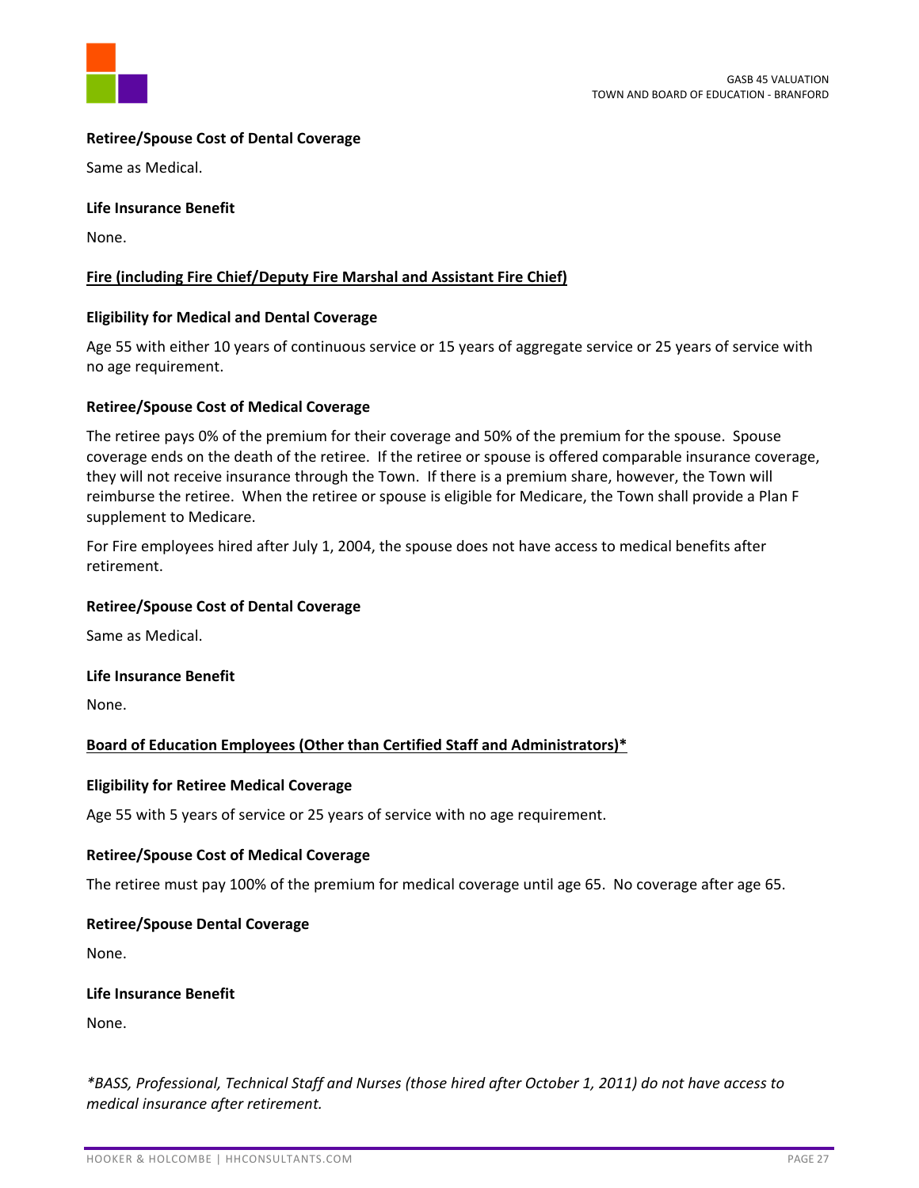**Retiree/Spouse Cost of Dental Coverage**

Same as Medical.

**Life Insurance Benefit**

None.

**Fire (including Fire Chief/Deputy Fire Marshal and Assistant Fire Chief)**

**Eligibility for Medical and Dental Coverage**

Age 55 with either 10 years of continuous service or 15 years of aggregate service or 25 years of service with no age requirement.

**Retiree/Spouse Cost of Medical Coverage**

The retiree pays 0% of the premium for their coverage and 50% of the premium for the spouse. Spouse coverage ends on the death of the retiree. If the retiree or spouse is offered comparable insurance coverage, they will not receive insurance through the Town. If there is a premium share, however, the Town will reimburse the retiree. When the retiree or spouse is eligible for Medicare, the Town shall provide a Plan F supplement to Medicare.

For Fire employees hired after July 1, 2004, the spouse does not have access to medical benefits after retirement.

**Retiree/Spouse Cost of Dental Coverage**

Same as Medical.

**Life Insurance Benefit**

None.

**Board of Education Employees (Other than Certified Staff and Administrators)***

**Eligibility for Retiree Medical Coverage**

Age 55 with 5 years of service or 25 years of service with no age requirement.

**Retiree/Spouse Cost of Medical Coverage**

The retiree must pay 100% of the premium for medical coverage until age 65. No coverage after age 65.

**Retiree/Spouse Dental Coverage**

None.

**Life Insurance Benefit**

None.

*\*BASS, Professional, Technical Staff and Nurses (those hired after October 1, 2011) do not have access to medical insurance after retirement.*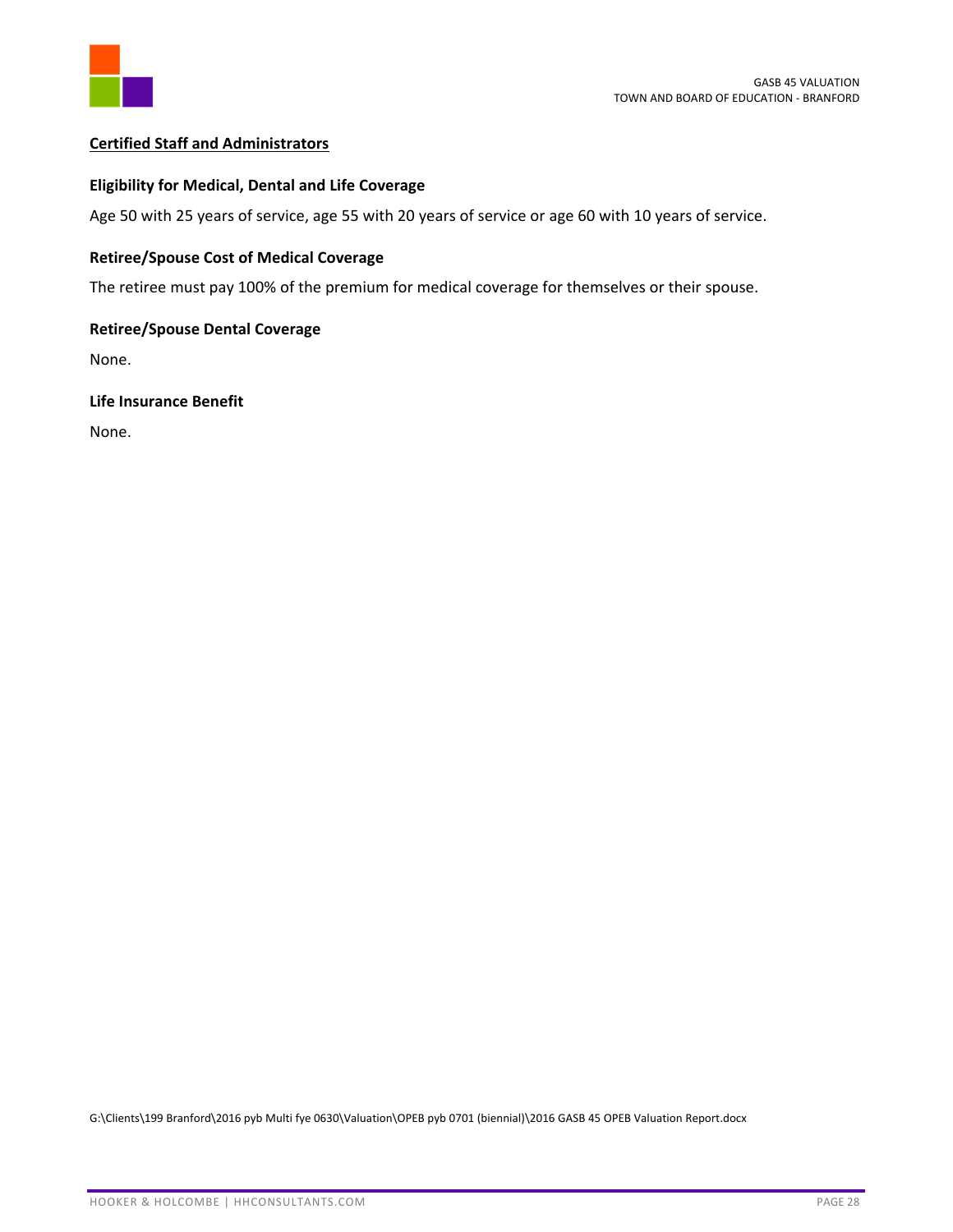## Certified Staff and Administrators

### Eligibility for Medical, Dental and Life Coverage

Age 50 with 25 years of service, age 55 with 20 years of service or age 60 with 10 years of service.

### Retiree/Spouse Cost of Medical Coverage

The retiree must pay 100% of the premium for medical coverage for themselves or their spouse.

### Retiree/Spouse Dental Coverage

None.

### Life Insurance Benefit

None.

G:\Clients\199 Branford\2016 pyb Multi fye 0630\Valuation\OPEB pyb 0701 (biennial)\2016 GASB 45 OPEB Valuation Report.docx